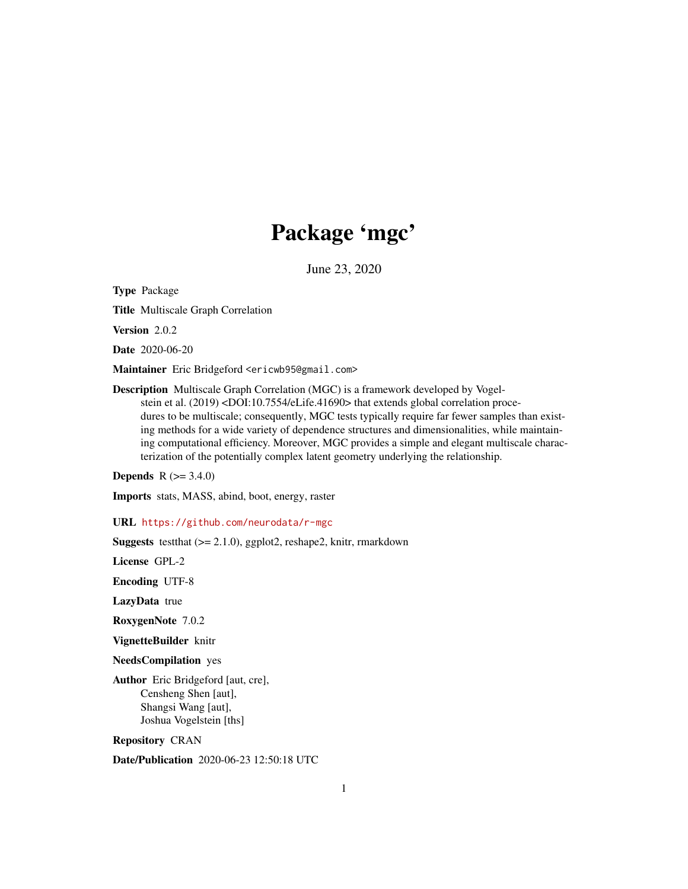# Package 'mgc'

June 23, 2020

**Type** Package

**Title** Multiscale Graph Correlation

**Version** 2.0.2

**Date** 2020-06-20

**Maintainer** Eric Bridgeford <ericwb95@gmail.com>

**Description** Multiscale Graph Correlation (MGC) is a framework developed by Vogelstein et al. (2019) <DOI:10.7554/eLife.41690> that extends global correlation procedures to be multiscale; consequently, MGC tests typically require far fewer samples than existing methods for a wide variety of dependence structures and dimensionalities, while maintaining computational efficiency. Moreover, MGC provides a simple and elegant multiscale characterization of the potentially complex latent geometry underlying the relationship.

**Depends** R (>= 3.4.0)

**Imports** stats, MASS, abind, boot, energy, raster

**URL** https://github.com/neurodata/r-mgc

**Suggests** testthat (>= 2.1.0), ggplot2, reshape2, knitr, rmarkdown

**License** GPL-2

**Encoding** UTF-8

**LazyData** true

**RoxygenNote** 7.0.2

**VignetteBuilder** knitr

**NeedsCompilation** yes

**Author** Eric Bridgeford [aut, cre],
Censheng Shen [aut],
Shangsi Wang [aut],
Joshua Vogelstein [ths]

**Repository** CRAN

**Date/Publication** 2020-06-23 12:50:18 UTC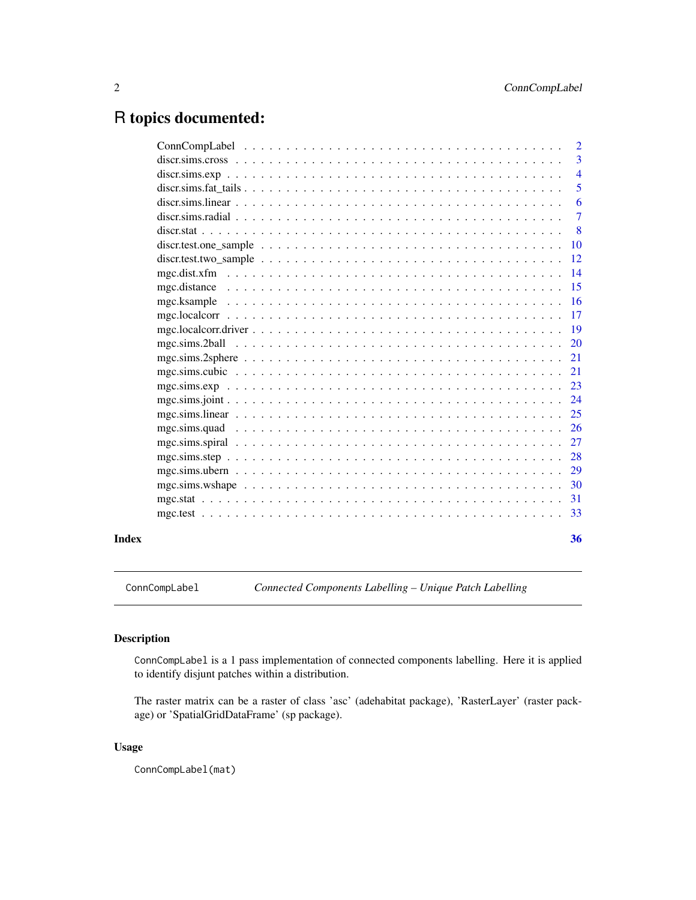# R topics documented:

| | |
|---|---|
| ConnCompLabel | 2 |
| discr.sims.cross | 3 |
| discr.sims.exp | 4 |
| discr.sims.fat_tails | 5 |
| discr.sims.linear | 6 |
| discr.sims.radial | 7 |
| discr.stat | 8 |
| discr.test.one_sample | 10 |
| discr.test.two_sample | 12 |
| mgc.dist.xfm | 14 |
| mgc.distance | 15 |
| mgc.ksample | 16 |
| mgc.localcorr | 17 |
| mgc.localcorr.driver | 19 |
| mgc.sims.2ball | 20 |
| mgc.sims.2sphere | 21 |
| mgc.sims.cubic | 21 |
| mgc.sims.exp | 23 |
| mgc.sims.joint | 24 |
| mgc.sims.linear | 25 |
| mgc.sims.quad | 26 |
| mgc.sims.spiral | 27 |
| mgc.sims.step | 28 |
| mgc.sims.ubern | 29 |
| mgc.sims.wshape | 30 |
| mgc.stat | 31 |
| mgc.test | 33 |

**Index** **36**

---

`ConnCompLabel` *Connected Components Labelling – Unique Patch Labelling*

---

## Description

`ConnCompLabel` is a 1 pass implementation of connected components labelling. Here it is applied to identify disjunt patches within a distribution.

The raster matrix can be a raster of class 'asc' (adehabitat package), 'RasterLayer' (raster package) or 'SpatialGridDataFrame' (sp package).

## Usage

```
ConnCompLabel(mat)
```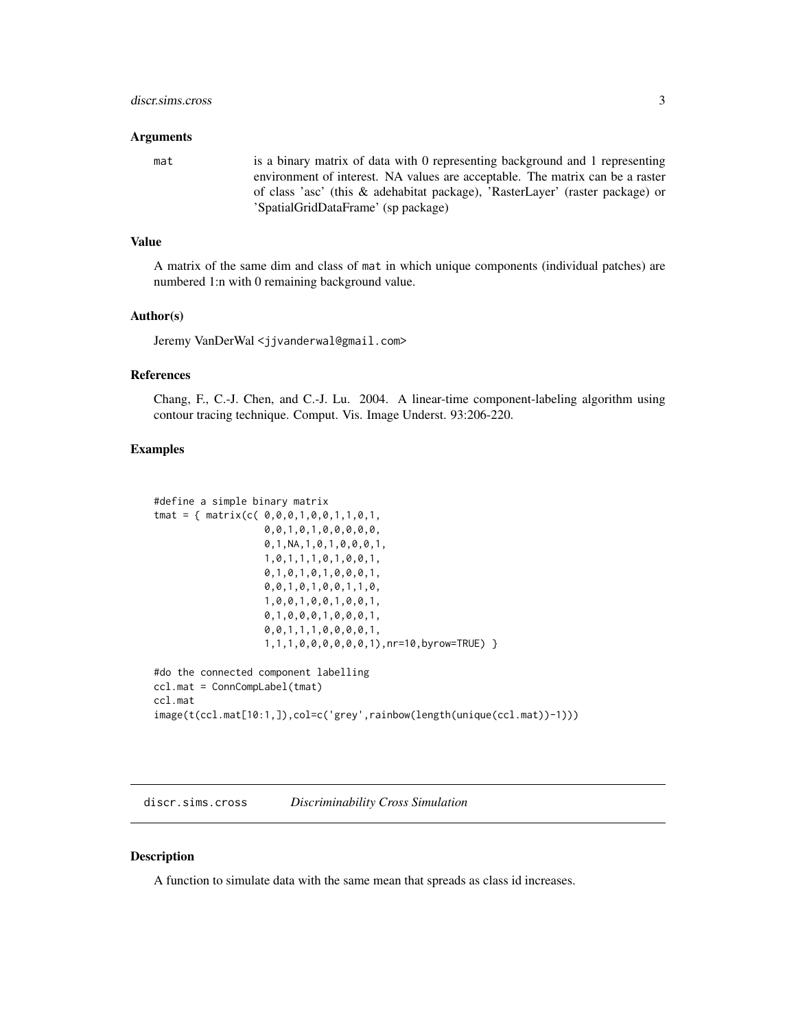### Arguments

mat is a binary matrix of data with 0 representing background and 1 representing environment of interest. NA values are acceptable. The matrix can be a raster of class 'asc' (this & adehabitat package), 'RasterLayer' (raster package) or 'SpatialGridDataFrame' (sp package)

### Value

A matrix of the same dim and class of mat in which unique components (individual patches) are numbered 1:n with 0 remaining background value.

### Author(s)

Jeremy VanDerWal <jjvanderwal@gmail.com>

### References

Chang, F., C.-J. Chen, and C.-J. Lu. 2004. A linear-time component-labeling algorithm using contour tracing technique. Comput. Vis. Image Underst. 93:206-220.

### Examples

```
#define a simple binary matrix
tmat = { matrix(c( 0,0,0,1,0,0,1,1,0,1,
                   0,0,1,0,1,0,0,0,0,0,
                   0,1,NA,1,0,1,0,0,0,1,
                   1,0,1,1,1,0,1,0,0,1,
                   0,1,0,1,0,1,0,0,0,1,
                   0,0,1,0,1,0,0,1,1,0,
                   1,0,0,1,0,0,1,0,0,1,
                   0,1,0,0,0,1,0,0,0,1,
                   0,0,1,1,1,0,0,0,0,1,
                   1,1,1,0,0,0,0,0,0,1),nr=10,byrow=TRUE) }

#do the connected component labelling
ccl.mat = ConnCompLabel(tmat)
ccl.mat
image(t(ccl.mat[10:1,]),col=c('grey',rainbow(length(unique(ccl.mat))-1)))
```

---

## discr.sims.cross *Discriminability Cross Simulation*

### Description

A function to simulate data with the same mean that spreads as class id increases.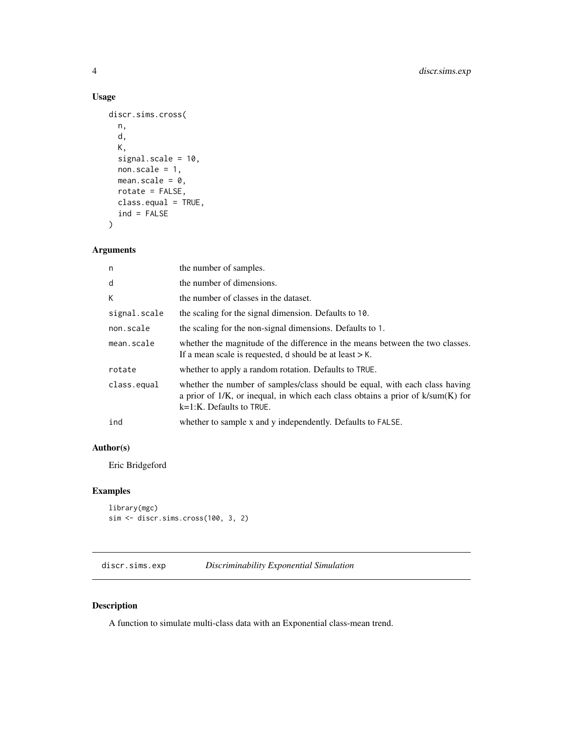## Usage

```
discr.sims.cross(
  n,
  d,
  K,
  signal.scale = 10,
  non.scale = 1,
  mean.scale = 0,
  rotate = FALSE,
  class.equal = TRUE,
  ind = FALSE
)
```

## Arguments

| | |
|---|---|
| n | the number of samples. |
| d | the number of dimensions. |
| K | the number of classes in the dataset. |
| signal.scale | the scaling for the signal dimension. Defaults to 10. |
| non.scale | the scaling for the non-signal dimensions. Defaults to 1. |
| mean.scale | whether the magnitude of the difference in the means between the two classes. If a mean scale is requested, d should be at least > K. |
| rotate | whether to apply a random rotation. Defaults to TRUE. |
| class.equal | whether the number of samples/class should be equal, with each class having a prior of 1/K, or inequal, in which each class obtains a prior of k/sum(K) for k=1:K. Defaults to TRUE. |
| ind | whether to sample x and y independently. Defaults to FALSE. |

## Author(s)

Eric Bridgeford

## Examples

```
library(mgc)
sim <- discr.sims.cross(100, 3, 2)
```

---

# discr.sims.exp    *Discriminability Exponential Simulation*

## Description

A function to simulate multi-class data with an Exponential class-mean trend.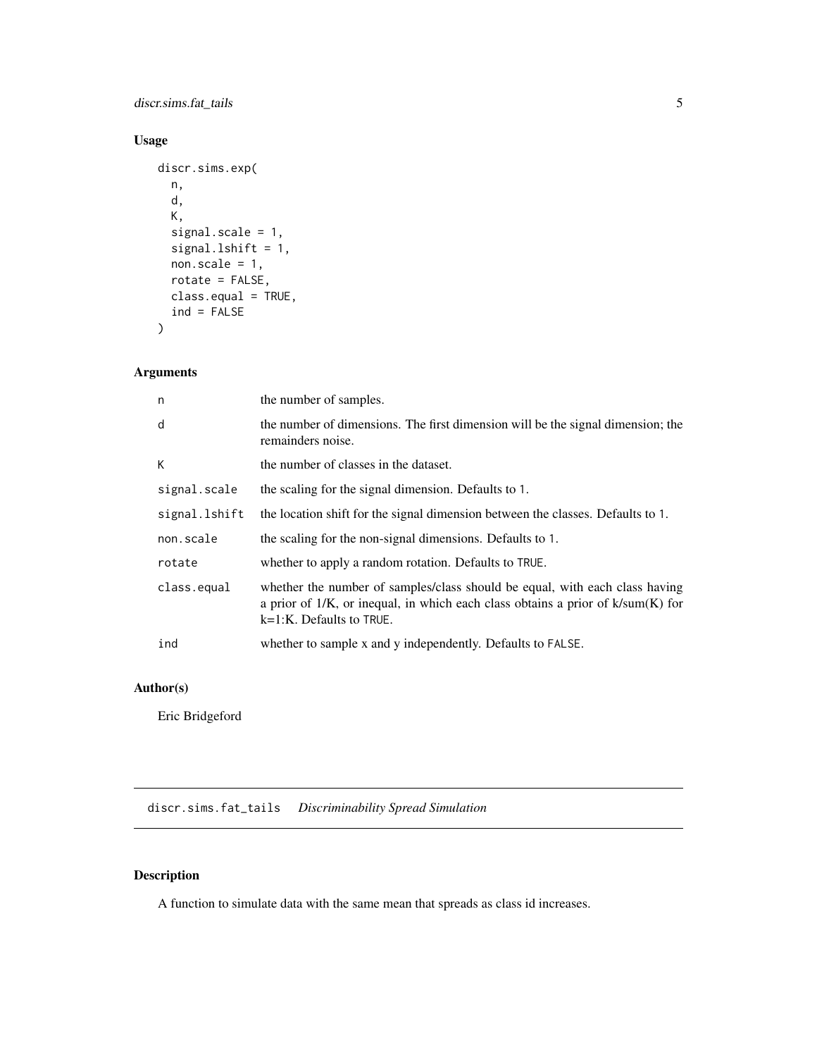## Usage

```
discr.sims.exp(
  n,
  d,
  K,
  signal.scale = 1,
  signal.lshift = 1,
  non.scale = 1,
  rotate = FALSE,
  class.equal = TRUE,
  ind = FALSE
)
```

## Arguments

| | |
|---|---|
| n | the number of samples. |
| d | the number of dimensions. The first dimension will be the signal dimension; the remainders noise. |
| K | the number of classes in the dataset. |
| signal.scale | the scaling for the signal dimension. Defaults to 1. |
| signal.lshift | the location shift for the signal dimension between the classes. Defaults to 1. |
| non.scale | the scaling for the non-signal dimensions. Defaults to 1. |
| rotate | whether to apply a random rotation. Defaults to TRUE. |
| class.equal | whether the number of samples/class should be equal, with each class having a prior of 1/K, or inequal, in which each class obtains a prior of k/sum(K) for k=1:K. Defaults to TRUE. |
| ind | whether to sample x and y independently. Defaults to FALSE. |

## Author(s)

Eric Bridgeford

---

# discr.sims.fat_tails *Discriminability Spread Simulation*

## Description

A function to simulate data with the same mean that spreads as class id increases.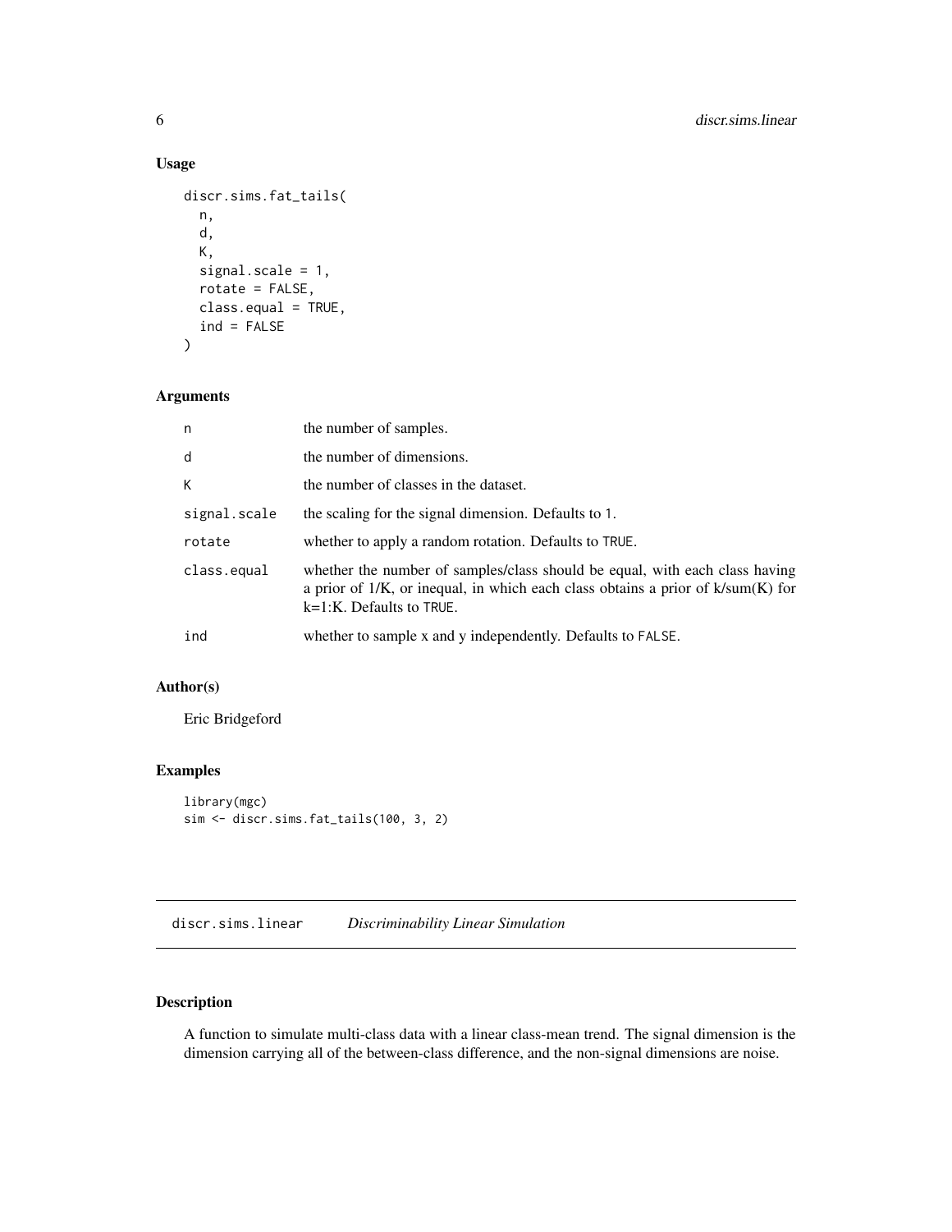## Usage

```
discr.sims.fat_tails(
  n,
  d,
  K,
  signal.scale = 1,
  rotate = FALSE,
  class.equal = TRUE,
  ind = FALSE
)
```

## Arguments

| | |
|---|---|
| n | the number of samples. |
| d | the number of dimensions. |
| K | the number of classes in the dataset. |
| signal.scale | the scaling for the signal dimension. Defaults to 1. |
| rotate | whether to apply a random rotation. Defaults to TRUE. |
| class.equal | whether the number of samples/class should be equal, with each class having a prior of 1/K, or inequal, in which each class obtains a prior of k/sum(K) for k=1:K. Defaults to TRUE. |
| ind | whether to sample x and y independently. Defaults to FALSE. |

## Author(s)

Eric Bridgeford

## Examples

```
library(mgc)
sim <- discr.sims.fat_tails(100, 3, 2)
```

---

# discr.sims.linear *Discriminability Linear Simulation*

## Description

A function to simulate multi-class data with a linear class-mean trend. The signal dimension is the dimension carrying all of the between-class difference, and the non-signal dimensions are noise.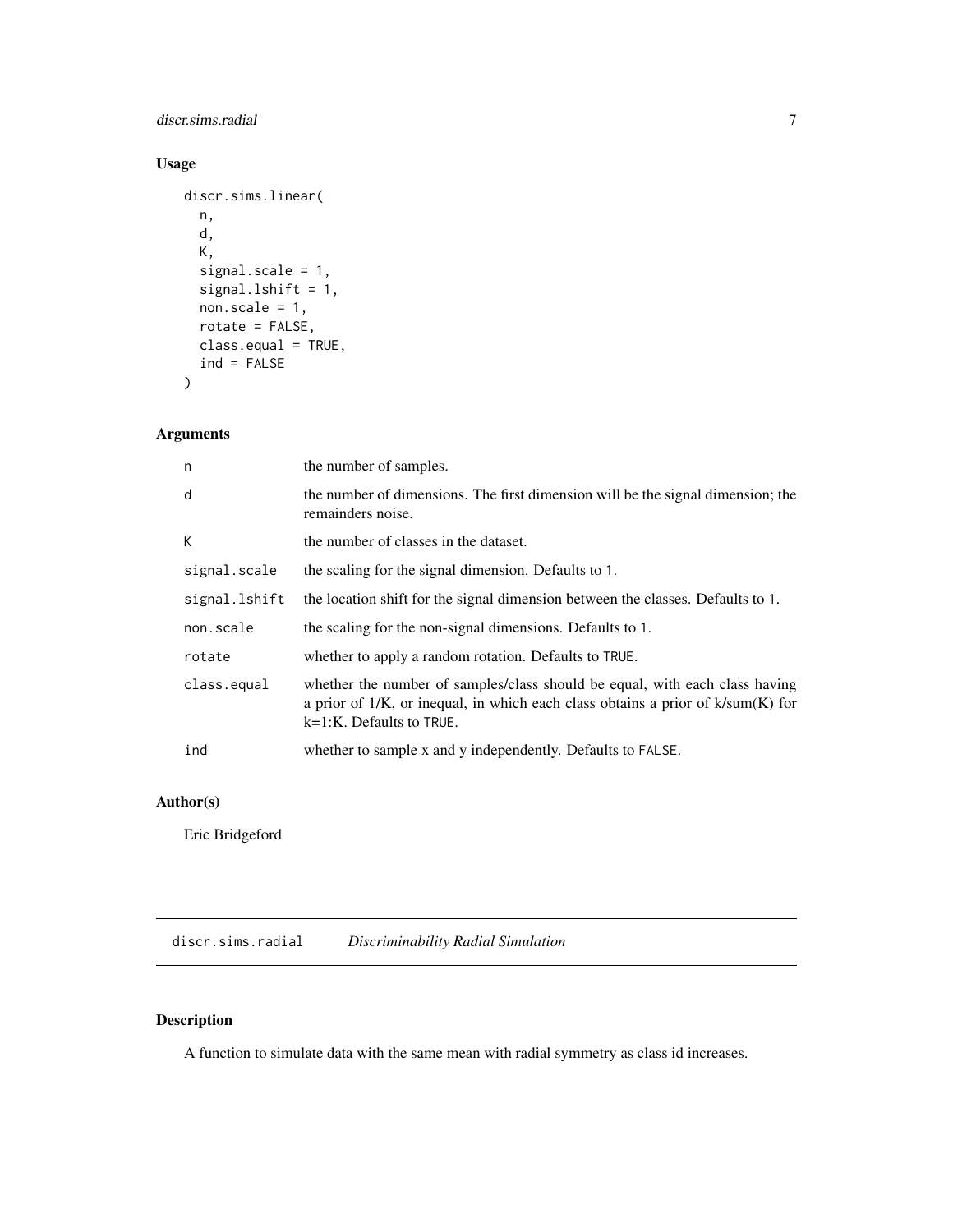## Usage

```
discr.sims.linear(
  n,
  d,
  K,
  signal.scale = 1,
  signal.lshift = 1,
  non.scale = 1,
  rotate = FALSE,
  class.equal = TRUE,
  ind = FALSE
)
```

## Arguments

| | |
|---|---|
| `n` | the number of samples. |
| `d` | the number of dimensions. The first dimension will be the signal dimension; the remainders noise. |
| `K` | the number of classes in the dataset. |
| `signal.scale` | the scaling for the signal dimension. Defaults to `1`. |
| `signal.lshift` | the location shift for the signal dimension between the classes. Defaults to `1`. |
| `non.scale` | the scaling for the non-signal dimensions. Defaults to `1`. |
| `rotate` | whether to apply a random rotation. Defaults to `TRUE`. |
| `class.equal` | whether the number of samples/class should be equal, with each class having a prior of 1/K, or inequal, in which each class obtains a prior of k/sum(K) for k=1:K. Defaults to `TRUE`. |
| `ind` | whether to sample x and y independently. Defaults to `FALSE`. |

## Author(s)

Eric Bridgeford

---

# discr.sims.radial *Discriminability Radial Simulation*

## Description

A function to simulate data with the same mean with radial symmetry as class id increases.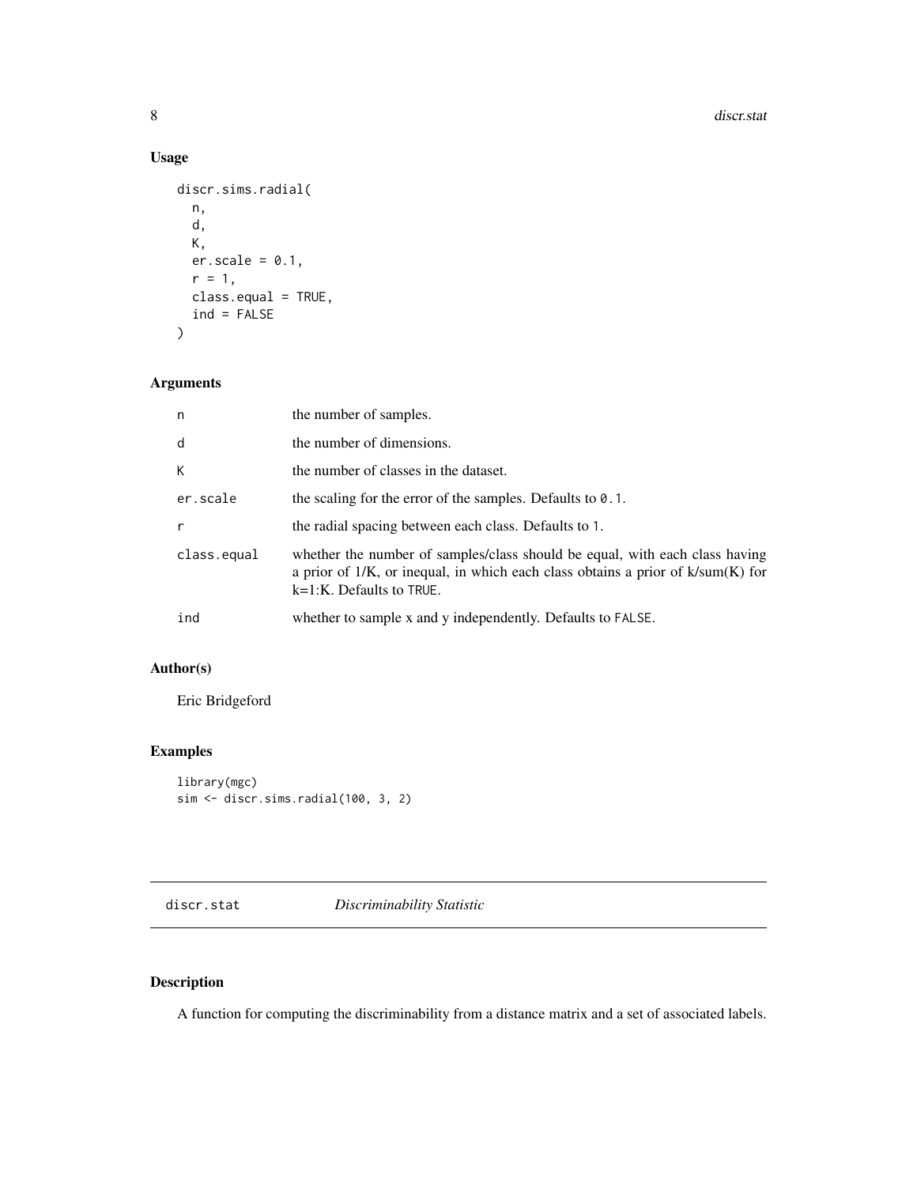## Usage

```
discr.sims.radial(
  n,
  d,
  K,
  er.scale = 0.1,
  r = 1,
  class.equal = TRUE,
  ind = FALSE
)
```

## Arguments

| | |
|---|---|
| n | the number of samples. |
| d | the number of dimensions. |
| K | the number of classes in the dataset. |
| er.scale | the scaling for the error of the samples. Defaults to 0.1. |
| r | the radial spacing between each class. Defaults to 1. |
| class.equal | whether the number of samples/class should be equal, with each class having a prior of 1/K, or inequal, in which each class obtains a prior of k/sum(K) for k=1:K. Defaults to TRUE. |
| ind | whether to sample x and y independently. Defaults to FALSE. |

## Author(s)

Eric Bridgeford

## Examples

```
library(mgc)
sim <- discr.sims.radial(100, 3, 2)
```

---

# discr.stat    *Discriminability Statistic*

## Description

A function for computing the discriminability from a distance matrix and a set of associated labels.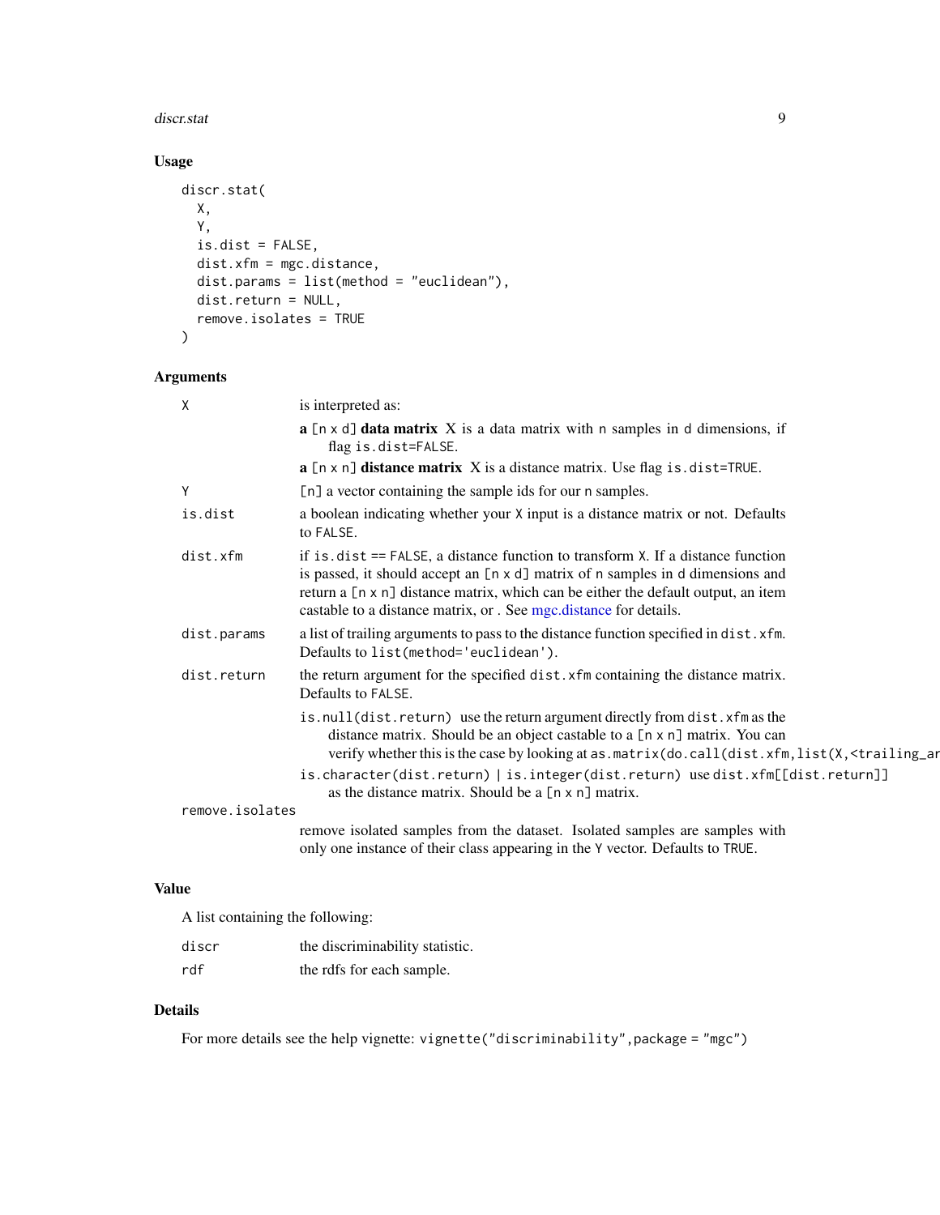## Usage

```
discr.stat(
  X,
  Y,
  is.dist = FALSE,
  dist.xfm = mgc.distance,
  dist.params = list(method = "euclidean"),
  dist.return = NULL,
  remove.isolates = TRUE
)
```

## Arguments

`X` is interpreted as:

- **a `[n x d]` data matrix** X is a data matrix with `n` samples in `d` dimensions, if flag `is.dist=FALSE`.
- **a `[n x n]` distance matrix** X is a distance matrix. Use flag `is.dist=TRUE`.

`Y` `[n]` a vector containing the sample ids for our `n` samples.

`is.dist` a boolean indicating whether your `X` input is a distance matrix or not. Defaults to `FALSE`.

`dist.xfm` if `is.dist == FALSE`, a distance function to transform `X`. If a distance function is passed, it should accept an `[n x d]` matrix of `n` samples in `d` dimensions and return a `[n x n]` distance matrix, which can be either the default output, an item castable to a distance matrix, or . See mgc.distance for details.

`dist.params` a list of trailing arguments to pass to the distance function specified in `dist.xfm`. Defaults to `list(method='euclidean')`.

`dist.return` the return argument for the specified `dist.xfm` containing the distance matrix. Defaults to `FALSE`.

- `is.null(dist.return)` use the return argument directly from `dist.xfm` as the distance matrix. Should be an object castable to a `[n x n]` matrix. You can verify whether this is the case by looking at `as.matrix(do.call(dist.xfm,list(X,<trailing_ar`
- `is.character(dist.return) | is.integer(dist.return)` use `dist.xfm[[dist.return]]` as the distance matrix. Should be a `[n x n]` matrix.

`remove.isolates` remove isolated samples from the dataset. Isolated samples are samples with only one instance of their class appearing in the `Y` vector. Defaults to `TRUE`.

## Value

A list containing the following:

`discr` the discriminability statistic.

`rdf` the rdfs for each sample.

## Details

For more details see the help vignette: `vignette("discriminability",package = "mgc")`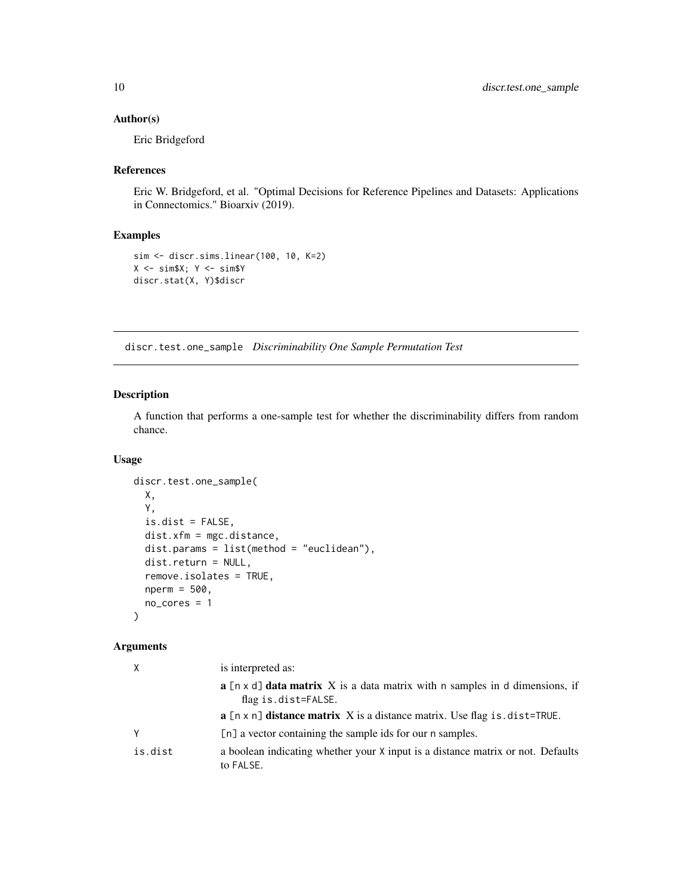### Author(s)

Eric Bridgeford

### References

Eric W. Bridgeford, et al. "Optimal Decisions for Reference Pipelines and Datasets: Applications in Connectomics." Bioarxiv (2019).

### Examples

```
sim <- discr.sims.linear(100, 10, K=2)
X <- sim$X; Y <- sim$Y
discr.stat(X, Y)$discr
```

---

## discr.test.one_sample *Discriminability One Sample Permutation Test*

---

### Description

A function that performs a one-sample test for whether the discriminability differs from random chance.

### Usage

```
discr.test.one_sample(
  X,
  Y,
  is.dist = FALSE,
  dist.xfm = mgc.distance,
  dist.params = list(method = "euclidean"),
  dist.return = NULL,
  remove.isolates = TRUE,
  nperm = 500,
  no_cores = 1
)
```

### Arguments

| | |
|---|---|
| X | is interpreted as: |
| | **a** [n x d] **data matrix** X is a data matrix with n samples in d dimensions, if flag is.dist=FALSE. |
| | **a** [n x n] **distance matrix** X is a distance matrix. Use flag is.dist=TRUE. |
| Y | [n] a vector containing the sample ids for our n samples. |
| is.dist | a boolean indicating whether your X input is a distance matrix or not. Defaults to FALSE. |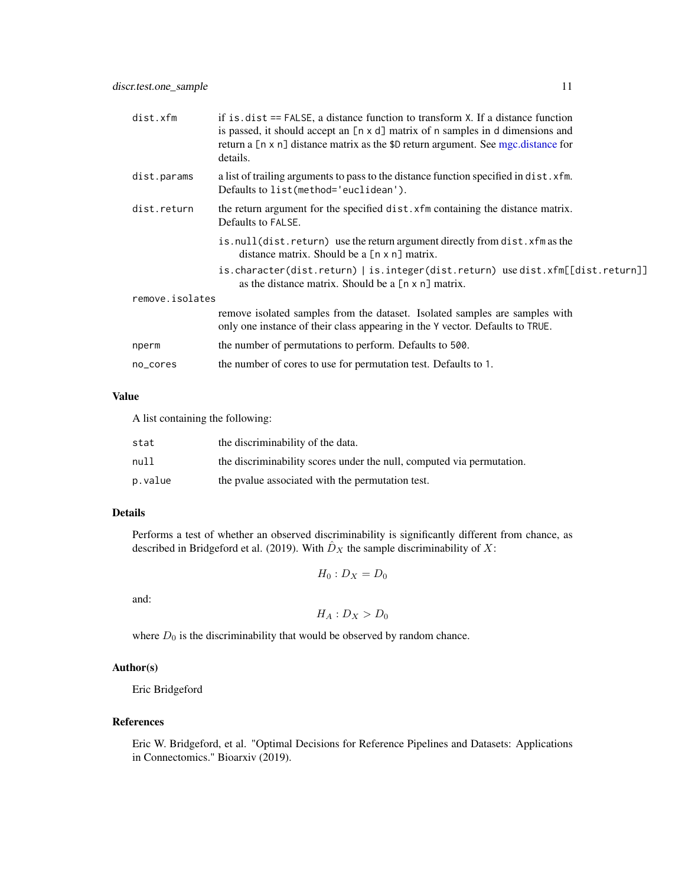| | |
|---|---|
| dist.xfm | if `is.dist == FALSE`, a distance function to transform `X`. If a distance function is passed, it should accept an `[n x d]` matrix of `n` samples in `d` dimensions and return a `[n x n]` distance matrix as the `$D` return argument. See mgc.distance for details. |
| dist.params | a list of trailing arguments to pass to the distance function specified in `dist.xfm`. Defaults to `list(method='euclidean')`. |
| dist.return | the return argument for the specified `dist.xfm` containing the distance matrix. Defaults to `FALSE`.<br>`is.null(dist.return)` use the return argument directly from `dist.xfm` as the distance matrix. Should be a `[n x n]` matrix.<br>`is.character(dist.return) \| is.integer(dist.return)` use `dist.xfm[[dist.return]]` as the distance matrix. Should be a `[n x n]` matrix. |
| remove.isolates | remove isolated samples from the dataset. Isolated samples are samples with only one instance of their class appearing in the `Y` vector. Defaults to `TRUE`. |
| nperm | the number of permutations to perform. Defaults to `500`. |
| no_cores | the number of cores to use for permutation test. Defaults to `1`. |

## Value

A list containing the following:

| | |
|---|---|
| stat | the discriminability of the data. |
| null | the discriminability scores under the null, computed via permutation. |
| p.value | the pvalue associated with the permutation test. |

## Details

Performs a test of whether an observed discriminability is significantly different from chance, as described in Bridgeford et al. (2019). With $\hat{D}_X$ the sample discriminability of $X$:

$$H_0 : D_X = D_0$$

and:

$$H_A : D_X > D_0$$

where $D_0$ is the discriminability that would be observed by random chance.

## Author(s)

Eric Bridgeford

## References

Eric W. Bridgeford, et al. "Optimal Decisions for Reference Pipelines and Datasets: Applications in Connectomics." Bioarxiv (2019).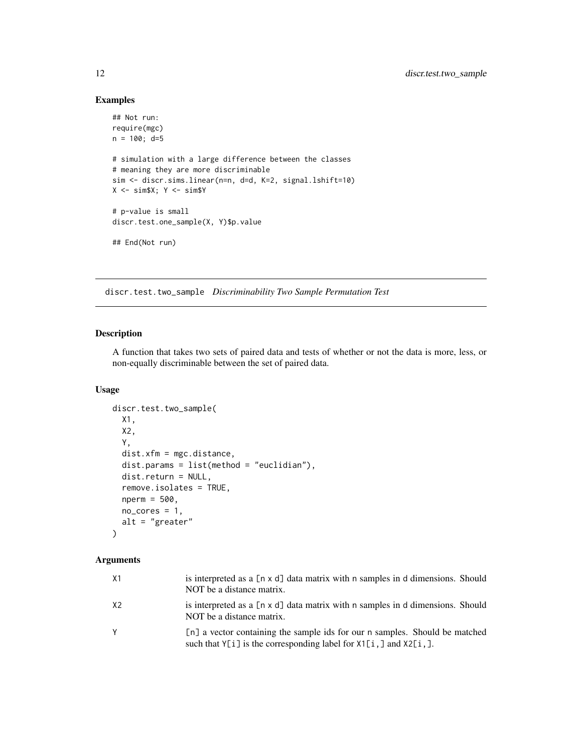### Examples

```
## Not run:
require(mgc)
n = 100; d=5

# simulation with a large difference between the classes
# meaning they are more discriminable
sim <- discr.sims.linear(n=n, d=d, K=2, signal.lshift=10)
X <- sim$X; Y <- sim$Y

# p-value is small
discr.test.one_sample(X, Y)$p.value

## End(Not run)
```

---

## discr.test.two_sample *Discriminability Two Sample Permutation Test*

---

### Description

A function that takes two sets of paired data and tests of whether or not the data is more, less, or non-equally discriminable between the set of paired data.

### Usage

```
discr.test.two_sample(
  X1,
  X2,
  Y,
  dist.xfm = mgc.distance,
  dist.params = list(method = "euclidian"),
  dist.return = NULL,
  remove.isolates = TRUE,
  nperm = 500,
  no_cores = 1,
  alt = "greater"
)
```

### Arguments

| | |
|---|---|
| X1 | is interpreted as a [n x d] data matrix with n samples in d dimensions. Should NOT be a distance matrix. |
| X2 | is interpreted as a [n x d] data matrix with n samples in d dimensions. Should NOT be a distance matrix. |
| Y | [n] a vector containing the sample ids for our n samples. Should be matched such that Y[i] is the corresponding label for X1[i,] and X2[i,]. |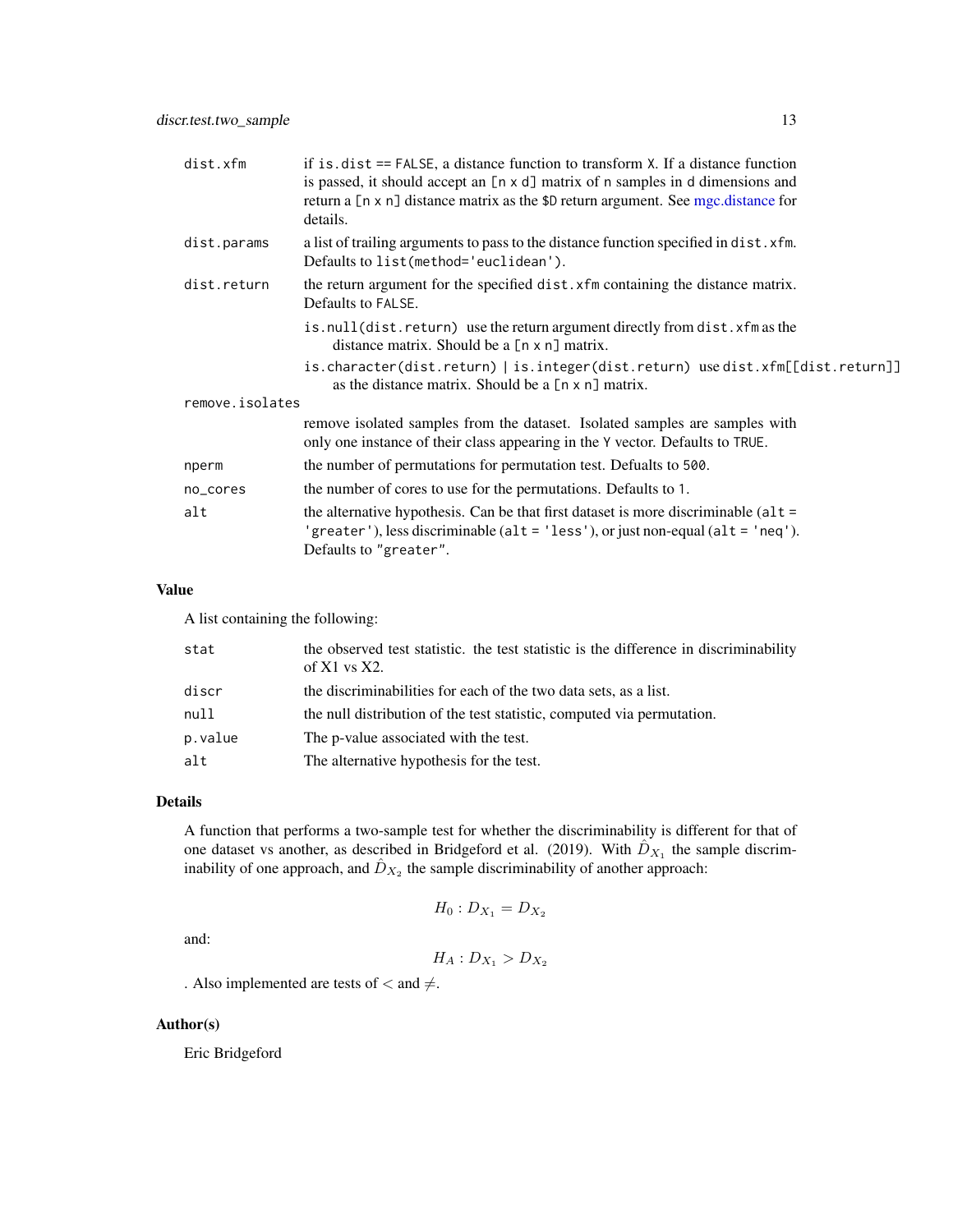| | |
|---|---|
| `dist.xfm` | if `is.dist == FALSE`, a distance function to transform `X`. If a distance function is passed, it should accept an `[n x d]` matrix of `n` samples in `d` dimensions and return a `[n x n]` distance matrix as the `$D` return argument. See mgc.distance for details. |
| `dist.params` | a list of trailing arguments to pass to the distance function specified in `dist.xfm`. Defaults to `list(method='euclidean')`. |
| `dist.return` | the return argument for the specified `dist.xfm` containing the distance matrix. Defaults to `FALSE`.<br>`is.null(dist.return)` use the return argument directly from `dist.xfm` as the distance matrix. Should be a `[n x n]` matrix.<br>`is.character(dist.return) \| is.integer(dist.return)` use `dist.xfm[[dist.return]]` as the distance matrix. Should be a `[n x n]` matrix. |
| `remove.isolates` | remove isolated samples from the dataset. Isolated samples are samples with only one instance of their class appearing in the `Y` vector. Defaults to `TRUE`. |
| `nperm` | the number of permutations for permutation test. Defualts to `500`. |
| `no_cores` | the number of cores to use for the permutations. Defaults to `1`. |
| `alt` | the alternative hypothesis. Can be that first dataset is more discriminable (`alt = 'greater'`), less discriminable (`alt = 'less'`), or just non-equal (`alt = 'neq'`). Defaults to `"greater"`. |

## Value

A list containing the following:

| | |
|---|---|
| `stat` | the observed test statistic. the test statistic is the difference in discriminability of X1 vs X2. |
| `discr` | the discriminabilities for each of the two data sets, as a list. |
| `null` | the null distribution of the test statistic, computed via permutation. |
| `p.value` | The p-value associated with the test. |
| `alt` | The alternative hypothesis for the test. |

## Details

A function that performs a two-sample test for whether the discriminability is different for that of one dataset vs another, as described in Bridgeford et al. (2019). With $\hat{D}_{X_1}$ the sample discriminability of one approach, and $\hat{D}_{X_2}$ the sample discriminability of another approach:

$$H_0 : D_{X_1} = D_{X_2}$$

and:

$$H_A : D_{X_1} > D_{X_2}$$

. Also implemented are tests of $<$ and $\neq$.

## Author(s)

Eric Bridgeford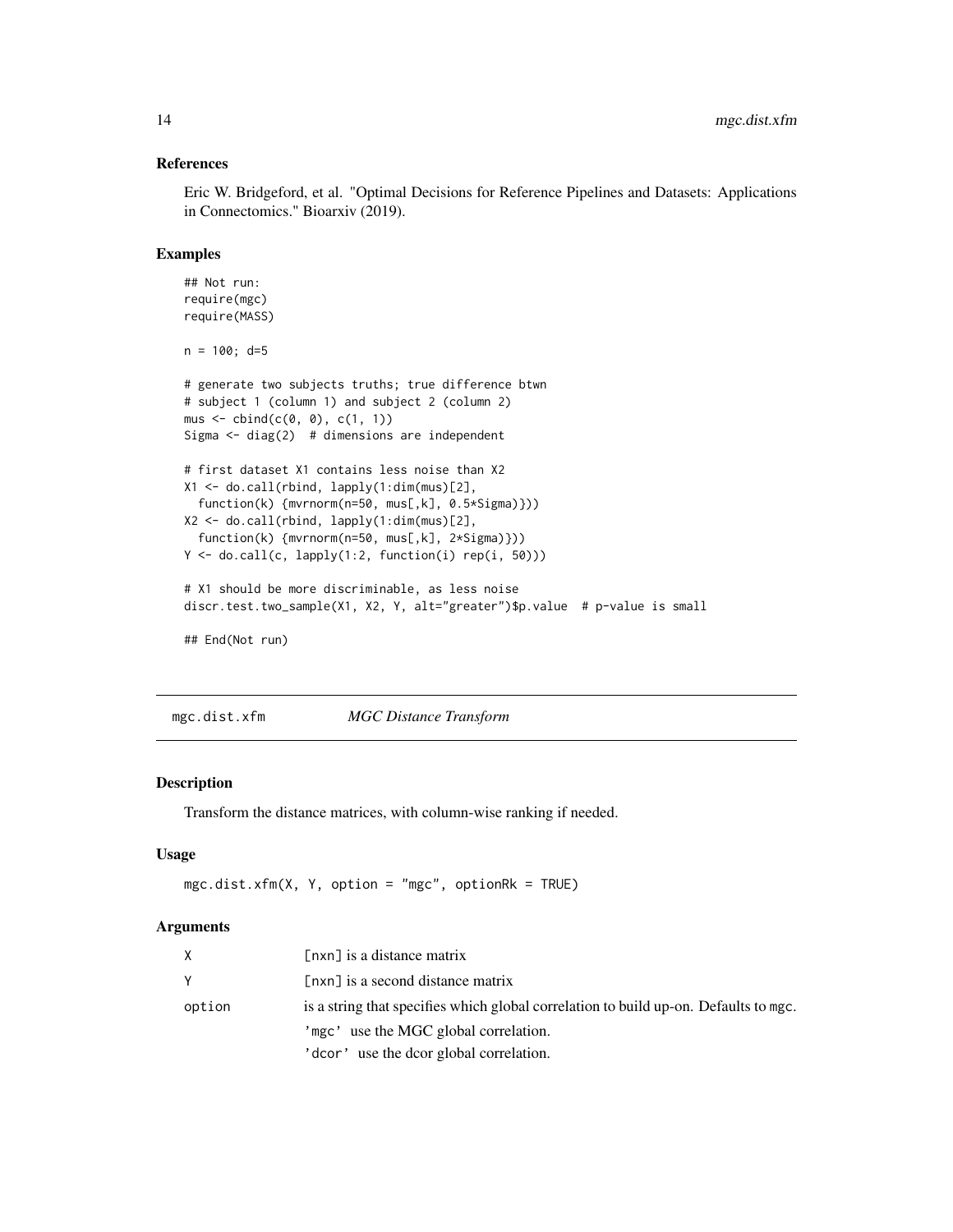### References

Eric W. Bridgeford, et al. "Optimal Decisions for Reference Pipelines and Datasets: Applications in Connectomics." Bioarxiv (2019).

### Examples

```
## Not run:
require(mgc)
require(MASS)

n = 100; d=5

# generate two subjects truths; true difference btwn
# subject 1 (column 1) and subject 2 (column 2)
mus <- cbind(c(0, 0), c(1, 1))
Sigma <- diag(2)  # dimensions are independent

# first dataset X1 contains less noise than X2
X1 <- do.call(rbind, lapply(1:dim(mus)[2],
  function(k) {mvrnorm(n=50, mus[,k], 0.5*Sigma)}))
X2 <- do.call(rbind, lapply(1:dim(mus)[2],
  function(k) {mvrnorm(n=50, mus[,k], 2*Sigma)}))
Y <- do.call(c, lapply(1:2, function(i) rep(i, 50)))

# X1 should be more discriminable, as less noise
discr.test.two_sample(X1, X2, Y, alt="greater")$p.value  # p-value is small

## End(Not run)
```

---

## mgc.dist.xfm — *MGC Distance Transform*

### Description

Transform the distance matrices, with column-wise ranking if needed.

### Usage

```
mgc.dist.xfm(X, Y, option = "mgc", optionRk = TRUE)
```

### Arguments

| | |
|---|---|
| X | [nxn] is a distance matrix |
| Y | [nxn] is a second distance matrix |
| option | is a string that specifies which global correlation to build up-on. Defaults to mgc.<br>'mgc' use the MGC global correlation.<br>'dcor' use the dcor global correlation. |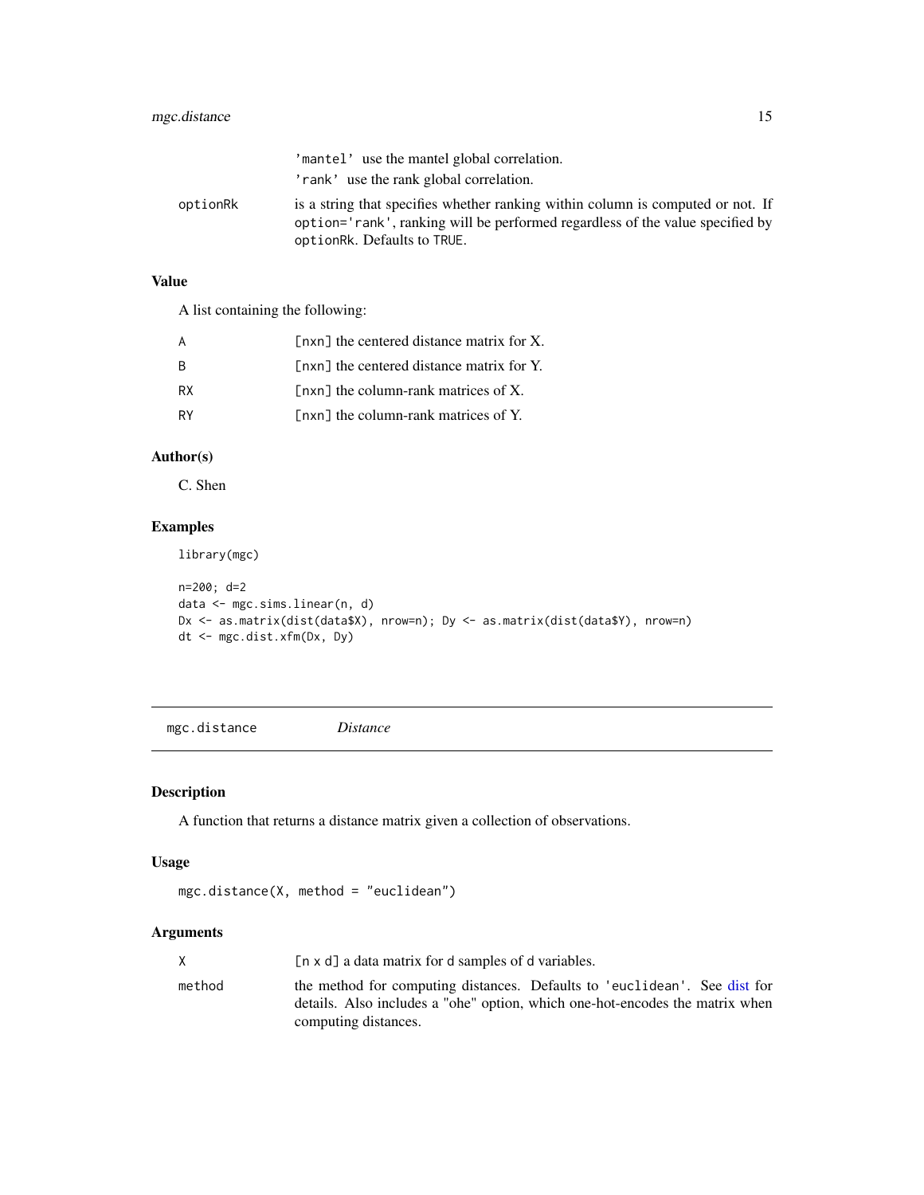'mantel' use the mantel global correlation.

'rank' use the rank global correlation.

| | |
|---|---|
| optionRk | is a string that specifies whether ranking within column is computed or not. If option='rank', ranking will be performed regardless of the value specified by optionRk. Defaults to TRUE. |

### Value

A list containing the following:

| | |
|---|---|
| A | [nxn] the centered distance matrix for X. |
| B | [nxn] the centered distance matrix for Y. |
| RX | [nxn] the column-rank matrices of X. |
| RY | [nxn] the column-rank matrices of Y. |

### Author(s)

C. Shen

### Examples

```
library(mgc)

n=200; d=2
data <- mgc.sims.linear(n, d)
Dx <- as.matrix(dist(data$X), nrow=n); Dy <- as.matrix(dist(data$Y), nrow=n)
dt <- mgc.dist.xfm(Dx, Dy)
```

---

## mgc.distance    *Distance*

### Description

A function that returns a distance matrix given a collection of observations.

### Usage

```
mgc.distance(X, method = "euclidean")
```

### Arguments

| | |
|---|---|
| X | [n x d] a data matrix for d samples of d variables. |
| method | the method for computing distances. Defaults to 'euclidean'. See dist for details. Also includes a "ohe" option, which one-hot-encodes the matrix when computing distances. |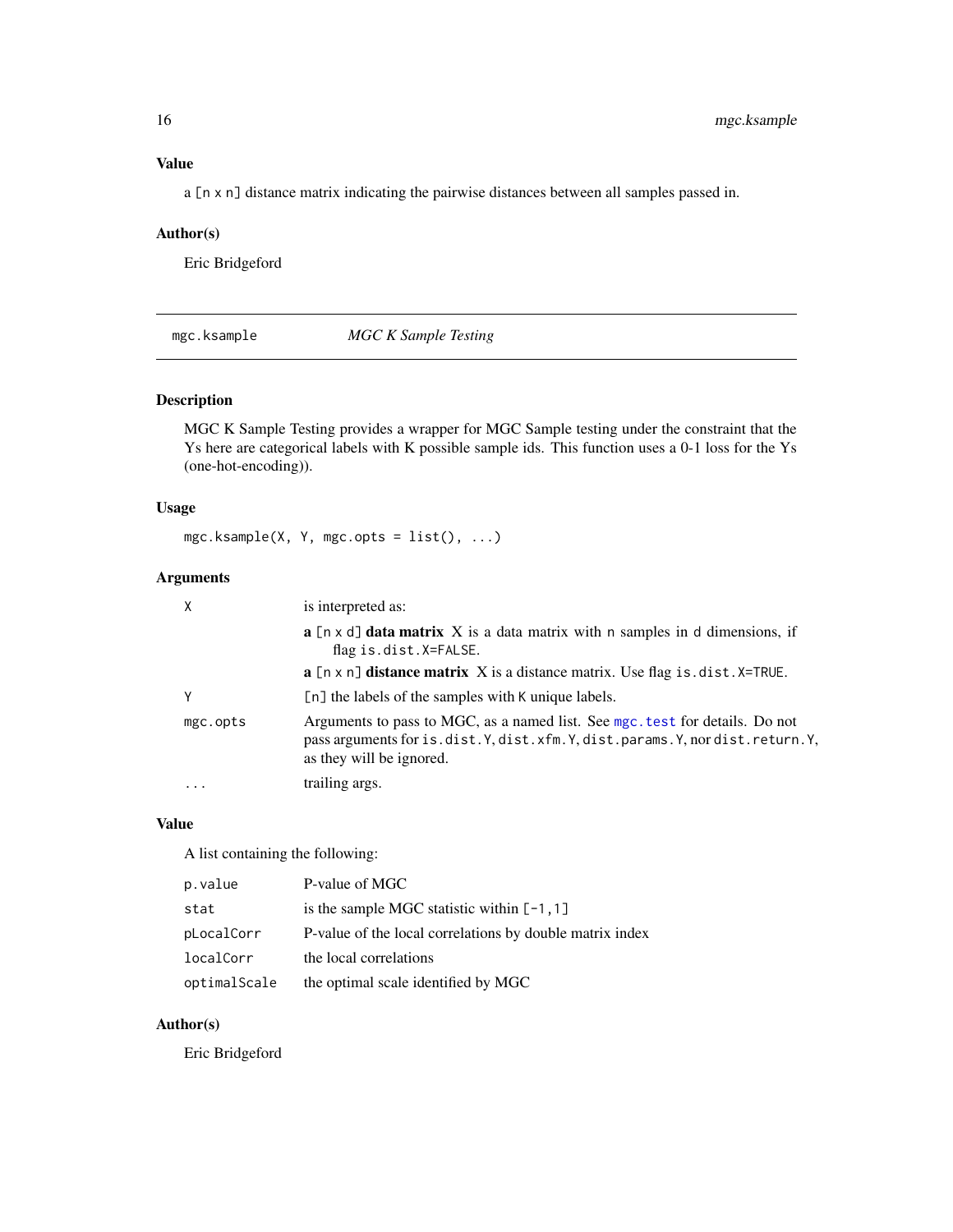## Value

a [n x n] distance matrix indicating the pairwise distances between all samples passed in.

## Author(s)

Eric Bridgeford

---

# mgc.ksample — *MGC K Sample Testing*

## Description

MGC K Sample Testing provides a wrapper for MGC Sample testing under the constraint that the Ys here are categorical labels with K possible sample ids. This function uses a 0-1 loss for the Ys (one-hot-encoding)).

## Usage

```
mgc.ksample(X, Y, mgc.opts = list(), ...)
```

## Arguments

| | |
|---|---|
| `X` | is interpreted as: |
| | **a** [n x d] **data matrix** X is a data matrix with n samples in d dimensions, if flag `is.dist.X=FALSE`. |
| | **a** [n x n] **distance matrix** X is a distance matrix. Use flag `is.dist.X=TRUE`. |
| `Y` | [n] the labels of the samples with K unique labels. |
| `mgc.opts` | Arguments to pass to MGC, as a named list. See `mgc.test` for details. Do not pass arguments for `is.dist.Y`, `dist.xfm.Y`, `dist.params.Y`, nor `dist.return.Y`, as they will be ignored. |
| `...` | trailing args. |

## Value

A list containing the following:

| | |
|---|---|
| `p.value` | P-value of MGC |
| `stat` | is the sample MGC statistic within [-1,1] |
| `pLocalCorr` | P-value of the local correlations by double matrix index |
| `localCorr` | the local correlations |
| `optimalScale` | the optimal scale identified by MGC |

## Author(s)

Eric Bridgeford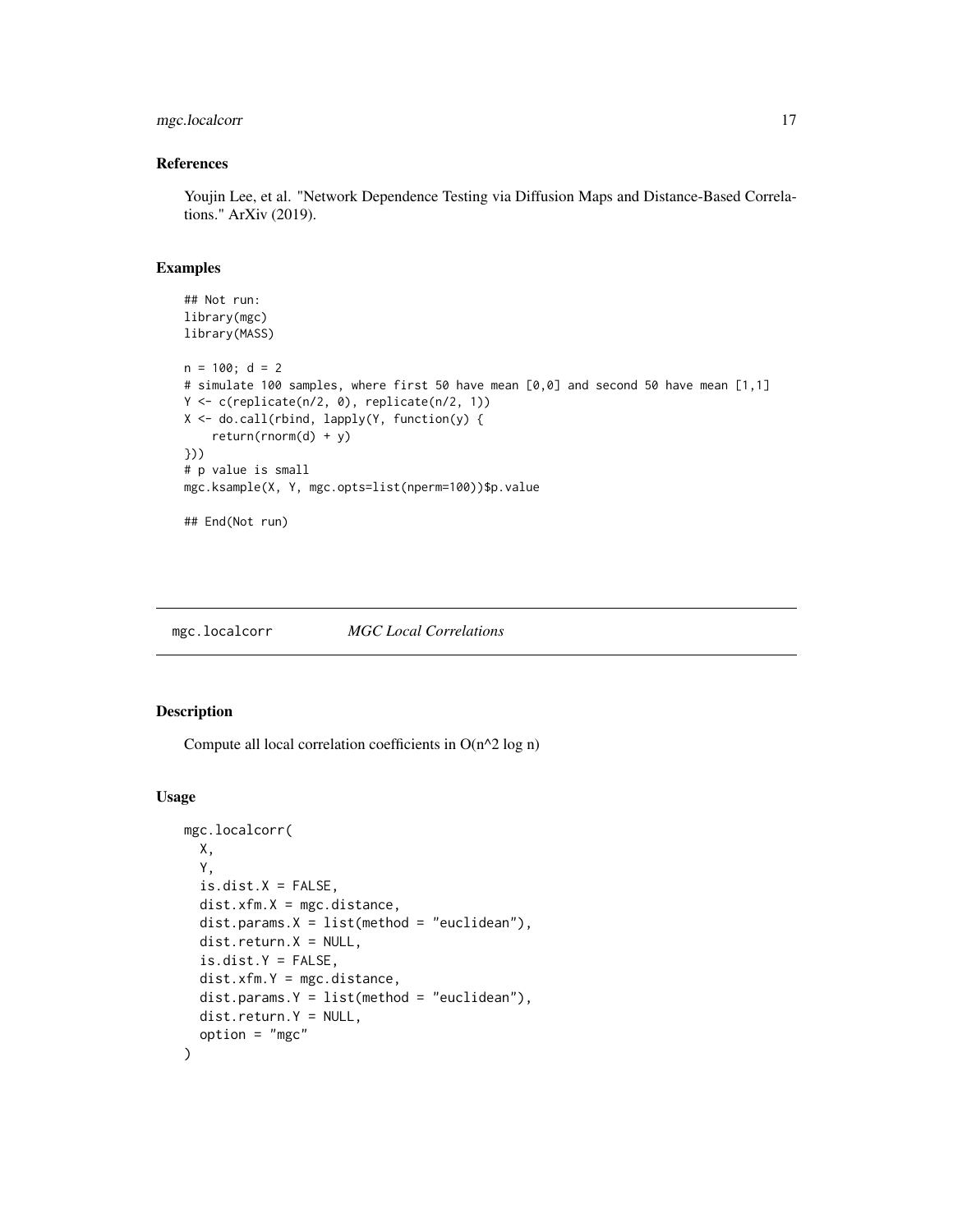### References

Youjin Lee, et al. "Network Dependence Testing via Diffusion Maps and Distance-Based Correlations." ArXiv (2019).

### Examples

```
## Not run:
library(mgc)
library(MASS)

n = 100; d = 2
# simulate 100 samples, where first 50 have mean [0,0] and second 50 have mean [1,1]
Y <- c(replicate(n/2, 0), replicate(n/2, 1))
X <- do.call(rbind, lapply(Y, function(y) {
    return(rnorm(d) + y)
}))
# p value is small
mgc.ksample(X, Y, mgc.opts=list(nperm=100))$p.value

## End(Not run)
```

---

## mgc.localcorr    *MGC Local Correlations*

### Description

Compute all local correlation coefficients in O(n^2 log n)

### Usage

```
mgc.localcorr(
  X,
  Y,
  is.dist.X = FALSE,
  dist.xfm.X = mgc.distance,
  dist.params.X = list(method = "euclidean"),
  dist.return.X = NULL,
  is.dist.Y = FALSE,
  dist.xfm.Y = mgc.distance,
  dist.params.Y = list(method = "euclidean"),
  dist.return.Y = NULL,
  option = "mgc"
)
```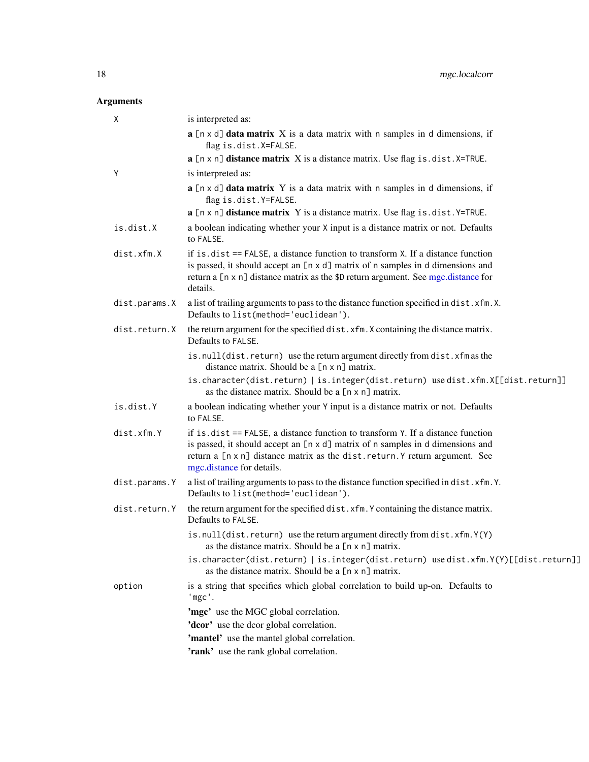## Arguments

`X`
: is interpreted as:
  - **a** `[n x d]` **data matrix** X is a data matrix with `n` samples in `d` dimensions, if flag `is.dist.X=FALSE`.
  - **a** `[n x n]` **distance matrix** X is a distance matrix. Use flag `is.dist.X=TRUE`.

`Y`
: is interpreted as:
  - **a** `[n x d]` **data matrix** Y is a data matrix with `n` samples in `d` dimensions, if flag `is.dist.Y=FALSE`.
  - **a** `[n x n]` **distance matrix** Y is a distance matrix. Use flag `is.dist.Y=TRUE`.

`is.dist.X`
: a boolean indicating whether your `X` input is a distance matrix or not. Defaults to `FALSE`.

`dist.xfm.X`
: if `is.dist == FALSE`, a distance function to transform `X`. If a distance function is passed, it should accept an `[n x d]` matrix of `n` samples in `d` dimensions and return a `[n x n]` distance matrix as the `$D` return argument. See mgc.distance for details.

`dist.params.X`
: a list of trailing arguments to pass to the distance function specified in `dist.xfm.X`. Defaults to `list(method='euclidean')`.

`dist.return.X`
: the return argument for the specified `dist.xfm.X` containing the distance matrix. Defaults to `FALSE`.
  - `is.null(dist.return)` use the return argument directly from `dist.xfm` as the distance matrix. Should be a `[n x n]` matrix.
  - `is.character(dist.return) | is.integer(dist.return)` use `dist.xfm.X[[dist.return]]` as the distance matrix. Should be a `[n x n]` matrix.

`is.dist.Y`
: a boolean indicating whether your `Y` input is a distance matrix or not. Defaults to `FALSE`.

`dist.xfm.Y`
: if `is.dist == FALSE`, a distance function to transform `Y`. If a distance function is passed, it should accept an `[n x d]` matrix of `n` samples in `d` dimensions and return a `[n x n]` distance matrix as the `dist.return.Y` return argument. See mgc.distance for details.

`dist.params.Y`
: a list of trailing arguments to pass to the distance function specified in `dist.xfm.Y`. Defaults to `list(method='euclidean')`.

`dist.return.Y`
: the return argument for the specified `dist.xfm.Y` containing the distance matrix. Defaults to `FALSE`.
  - `is.null(dist.return)` use the return argument directly from `dist.xfm.Y(Y)` as the distance matrix. Should be a `[n x n]` matrix.
  - `is.character(dist.return) | is.integer(dist.return)` use `dist.xfm.Y(Y)[[dist.return]]` as the distance matrix. Should be a `[n x n]` matrix.

`option`
: is a string that specifies which global correlation to build up-on. Defaults to `'mgc'`.
  - **'mgc'** use the MGC global correlation.
  - **'dcor'** use the dcor global correlation.
  - **'mantel'** use the mantel global correlation.
  - **'rank'** use the rank global correlation.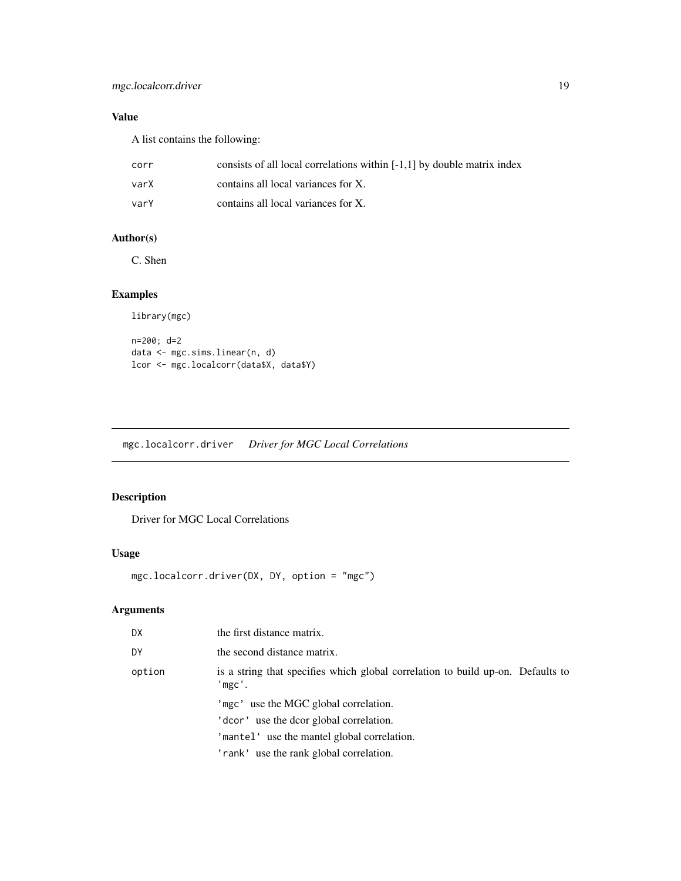## Value

A list contains the following:

| | |
|---|---|
| corr | consists of all local correlations within [-1,1] by double matrix index |
| varX | contains all local variances for X. |
| varY | contains all local variances for X. |

## Author(s)

C. Shen

## Examples

```
library(mgc)

n=200; d=2
data <- mgc.sims.linear(n, d)
lcor <- mgc.localcorr(data$X, data$Y)
```

---

# mgc.localcorr.driver    *Driver for MGC Local Correlations*

---

## Description

Driver for MGC Local Correlations

## Usage

```
mgc.localcorr.driver(DX, DY, option = "mgc")
```

## Arguments

| | |
|---|---|
| DX | the first distance matrix. |
| DY | the second distance matrix. |
| option | is a string that specifies which global correlation to build up-on. Defaults to 'mgc'.<br>'mgc' use the MGC global correlation.<br>'dcor' use the dcor global correlation.<br>'mantel' use the mantel global correlation.<br>'rank' use the rank global correlation. |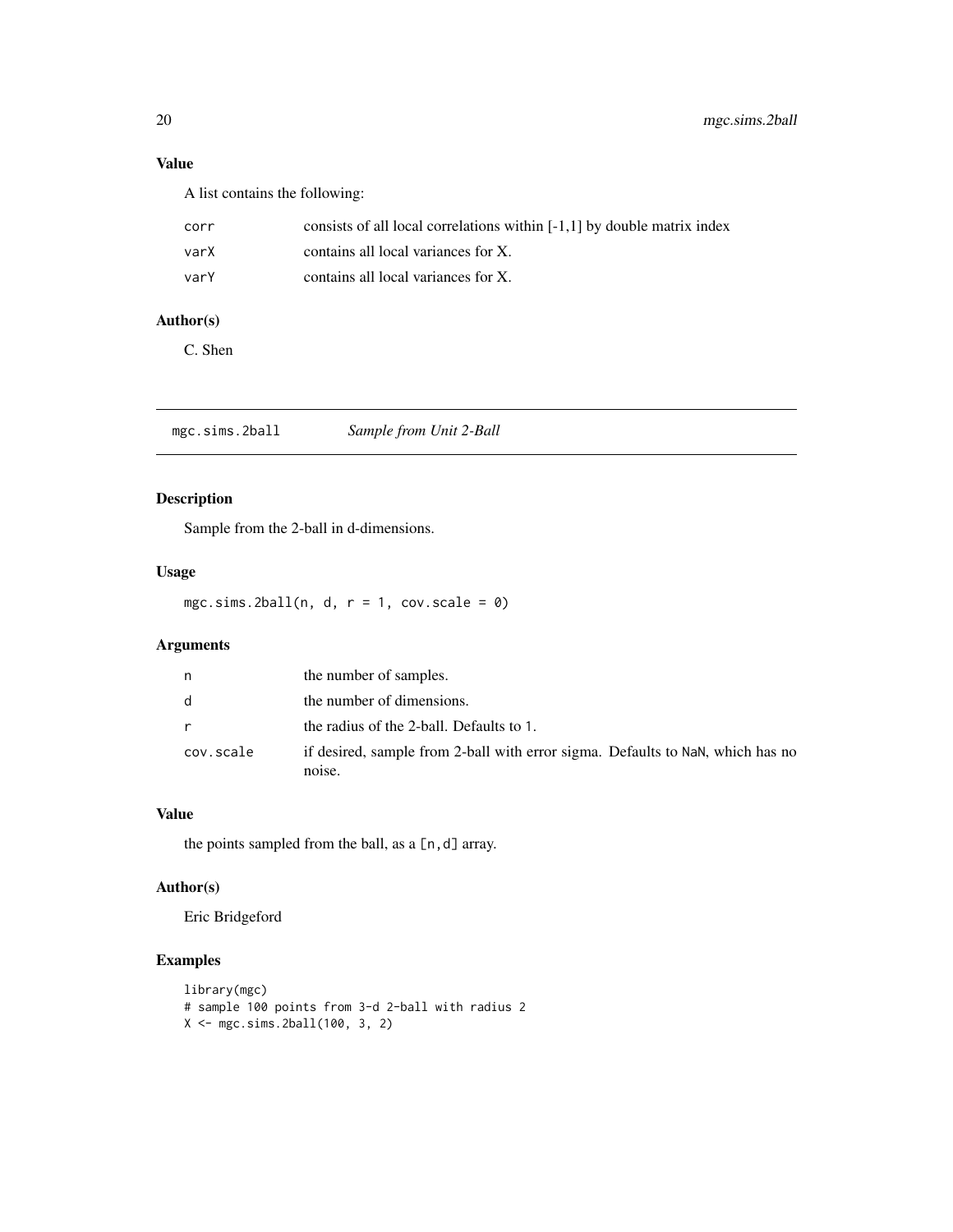## Value

A list contains the following:

| | |
|---|---|
| corr | consists of all local correlations within [-1,1] by double matrix index |
| varX | contains all local variances for X. |
| varY | contains all local variances for X. |

## Author(s)

C. Shen

---

# mgc.sims.2ball — *Sample from Unit 2-Ball*

## Description

Sample from the 2-ball in d-dimensions.

## Usage

```
mgc.sims.2ball(n, d, r = 1, cov.scale = 0)
```

## Arguments

| | |
|---|---|
| n | the number of samples. |
| d | the number of dimensions. |
| r | the radius of the 2-ball. Defaults to 1. |
| cov.scale | if desired, sample from 2-ball with error sigma. Defaults to NaN, which has no noise. |

## Value

the points sampled from the ball, as a [n,d] array.

## Author(s)

Eric Bridgeford

## Examples

```
library(mgc)
# sample 100 points from 3-d 2-ball with radius 2
X <- mgc.sims.2ball(100, 3, 2)
```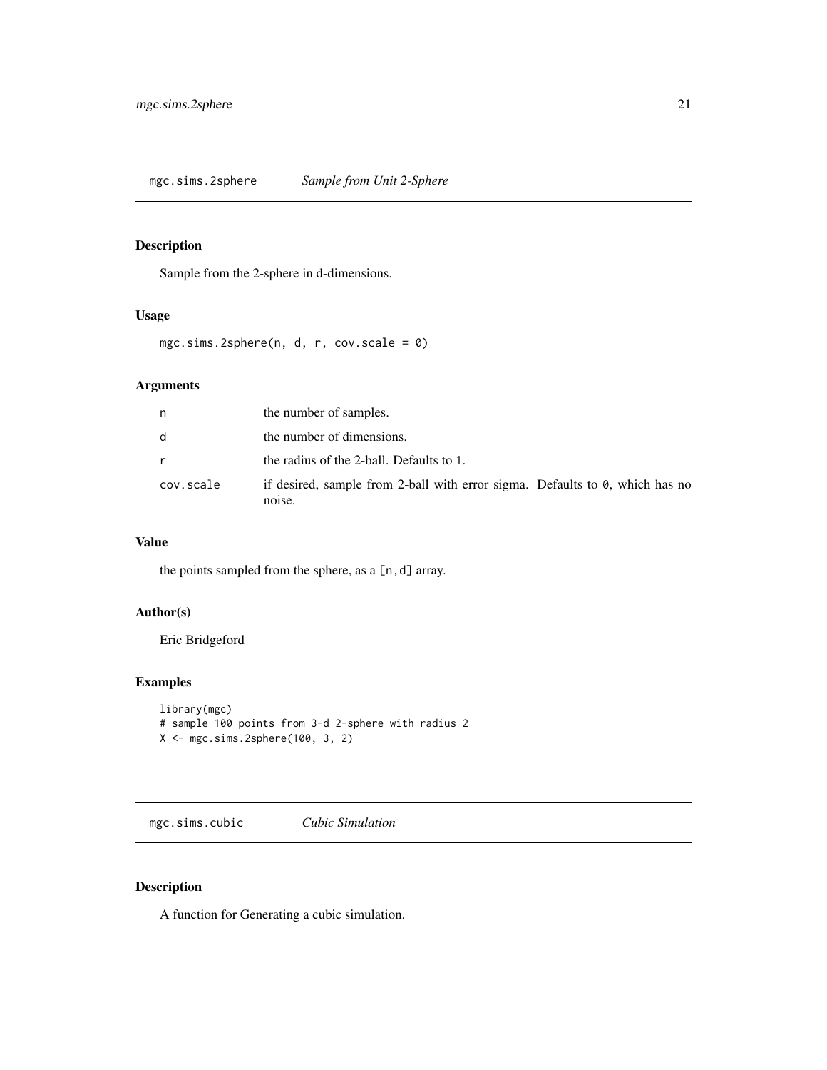## mgc.sims.2sphere *Sample from Unit 2-Sphere*

### Description

Sample from the 2-sphere in d-dimensions.

### Usage

```
mgc.sims.2sphere(n, d, r, cov.scale = 0)
```

### Arguments

| | |
|---|---|
| n | the number of samples. |
| d | the number of dimensions. |
| r | the radius of the 2-ball. Defaults to 1. |
| cov.scale | if desired, sample from 2-ball with error sigma. Defaults to 0, which has no noise. |

### Value

the points sampled from the sphere, as a [n,d] array.

### Author(s)

Eric Bridgeford

### Examples

```
library(mgc)
# sample 100 points from 3-d 2-sphere with radius 2
X <- mgc.sims.2sphere(100, 3, 2)
```

## mgc.sims.cubic *Cubic Simulation*

### Description

A function for Generating a cubic simulation.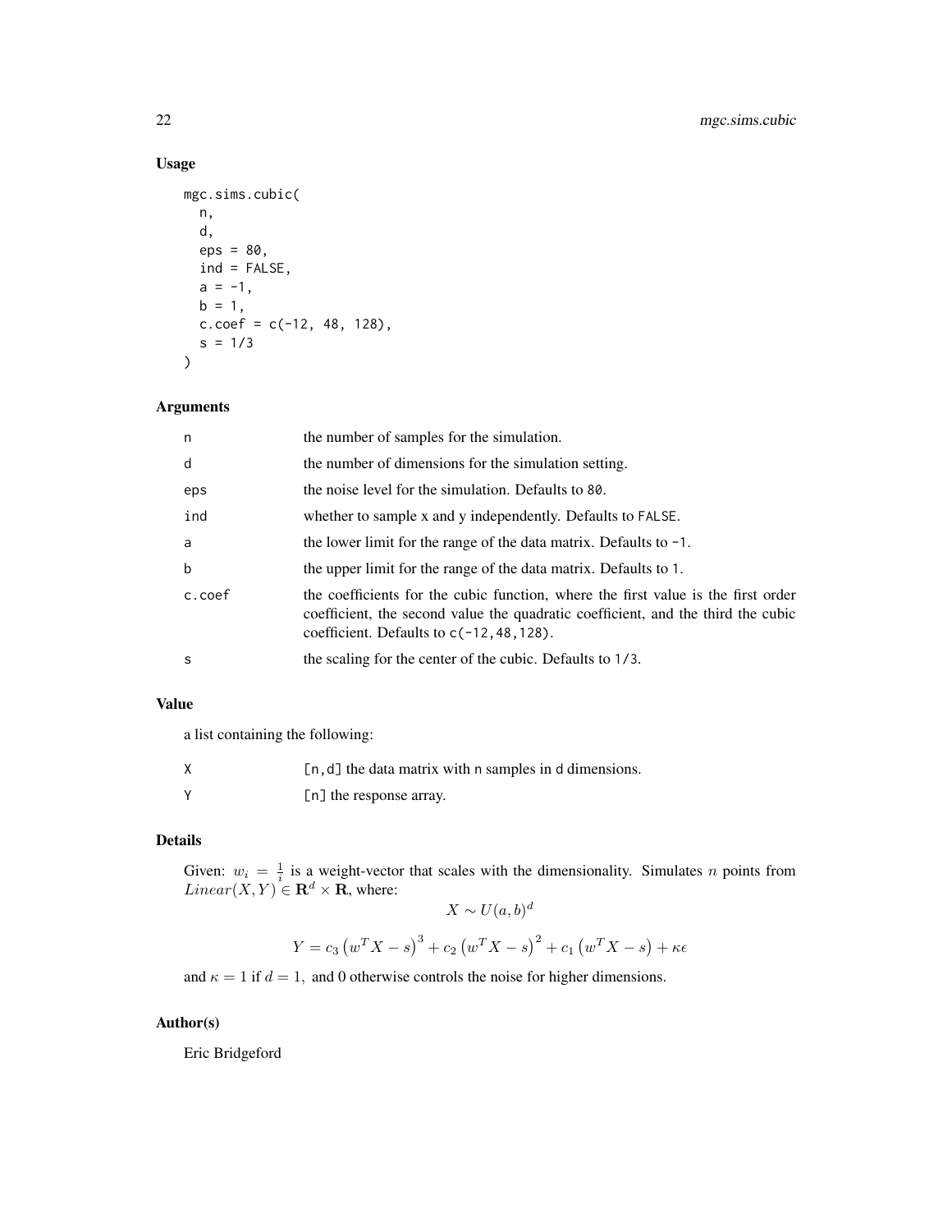## Usage

```
mgc.sims.cubic(
  n,
  d,
  eps = 80,
  ind = FALSE,
  a = -1,
  b = 1,
  c.coef = c(-12, 48, 128),
  s = 1/3
)
```

## Arguments

| | |
|---|---|
| n | the number of samples for the simulation. |
| d | the number of dimensions for the simulation setting. |
| eps | the noise level for the simulation. Defaults to 80. |
| ind | whether to sample x and y independently. Defaults to FALSE. |
| a | the lower limit for the range of the data matrix. Defaults to -1. |
| b | the upper limit for the range of the data matrix. Defaults to 1. |
| c.coef | the coefficients for the cubic function, where the first value is the first order coefficient, the second value the quadratic coefficient, and the third the cubic coefficient. Defaults to c(-12,48,128). |
| s | the scaling for the center of the cubic. Defaults to 1/3. |

## Value

a list containing the following:

| | |
|---|---|
| X | [n,d] the data matrix with n samples in d dimensions. |
| Y | [n] the response array. |

## Details

Given: $w_i = \frac{1}{i}$ is a weight-vector that scales with the dimensionality. Simulates $n$ points from $Linear(X, Y) \in \mathbf{R}^d \times \mathbf{R}$, where:

$$X \sim U(a, b)^d$$

$$Y = c_3 \left(w^T X - s\right)^3 + c_2 \left(w^T X - s\right)^2 + c_1 \left(w^T X - s\right) + \kappa\epsilon$$

and $\kappa = 1$ if $d = 1,$ and 0 otherwise controls the noise for higher dimensions.

## Author(s)

Eric Bridgeford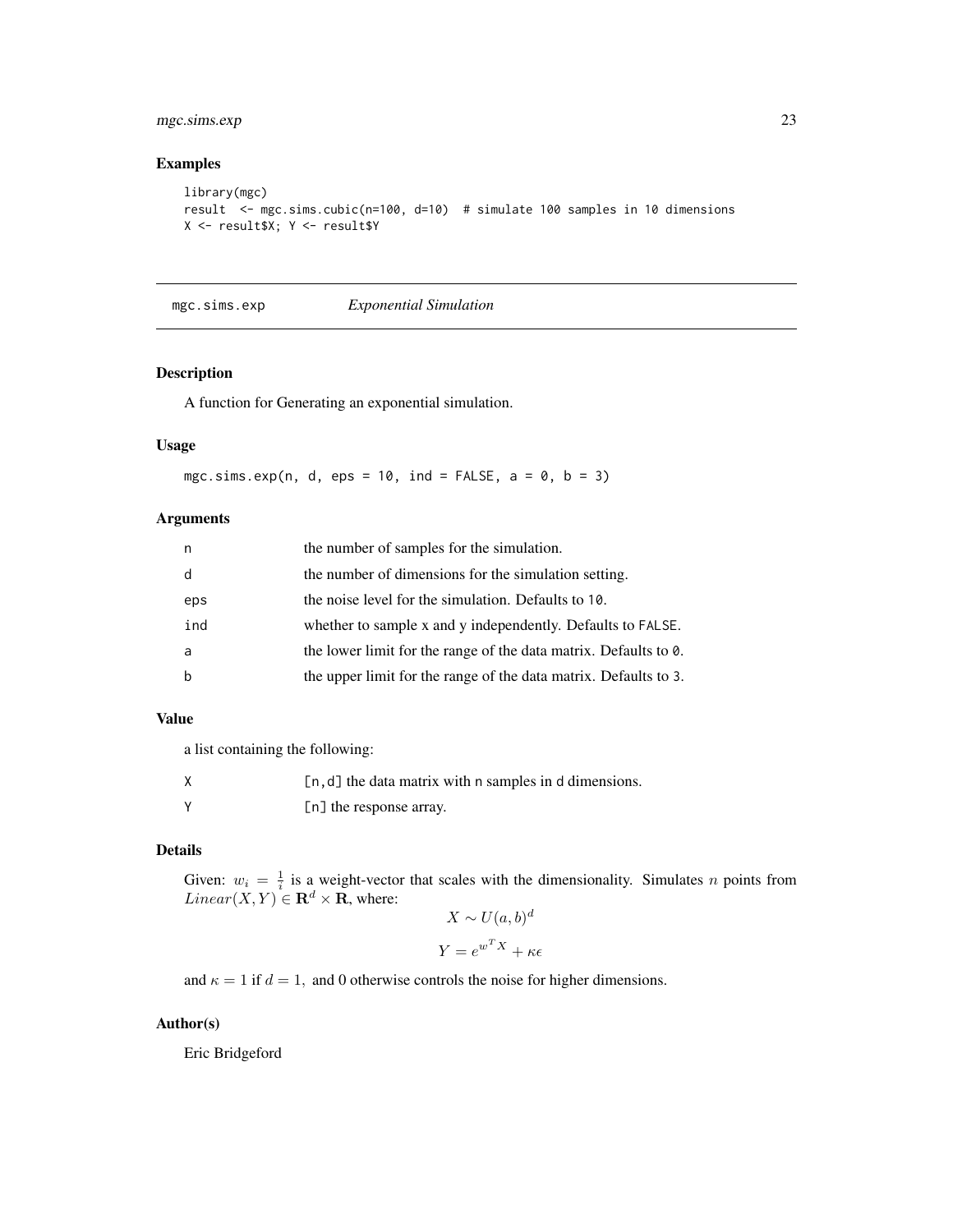## Examples

```
library(mgc)
result  <- mgc.sims.cubic(n=100, d=10)  # simulate 100 samples in 10 dimensions
X <- result$X; Y <- result$Y
```

---

# mgc.sims.exp    *Exponential Simulation*

---

## Description

A function for Generating an exponential simulation.

## Usage

```
mgc.sims.exp(n, d, eps = 10, ind = FALSE, a = 0, b = 3)
```

## Arguments

| | |
|---|---|
| n | the number of samples for the simulation. |
| d | the number of dimensions for the simulation setting. |
| eps | the noise level for the simulation. Defaults to 10. |
| ind | whether to sample x and y independently. Defaults to FALSE. |
| a | the lower limit for the range of the data matrix. Defaults to 0. |
| b | the upper limit for the range of the data matrix. Defaults to 3. |

## Value

a list containing the following:

| | |
|---|---|
| X | [n,d] the data matrix with n samples in d dimensions. |
| Y | [n] the response array. |

## Details

Given: $w_i = \frac{1}{i}$ is a weight-vector that scales with the dimensionality. Simulates $n$ points from $Linear(X, Y) \in \mathbf{R}^d \times \mathbf{R}$, where:

$$X \sim U(a, b)^d$$

$$Y = e^{w^T X} + \kappa\epsilon$$

and $\kappa = 1$ if $d = 1$, and 0 otherwise controls the noise for higher dimensions.

## Author(s)

Eric Bridgeford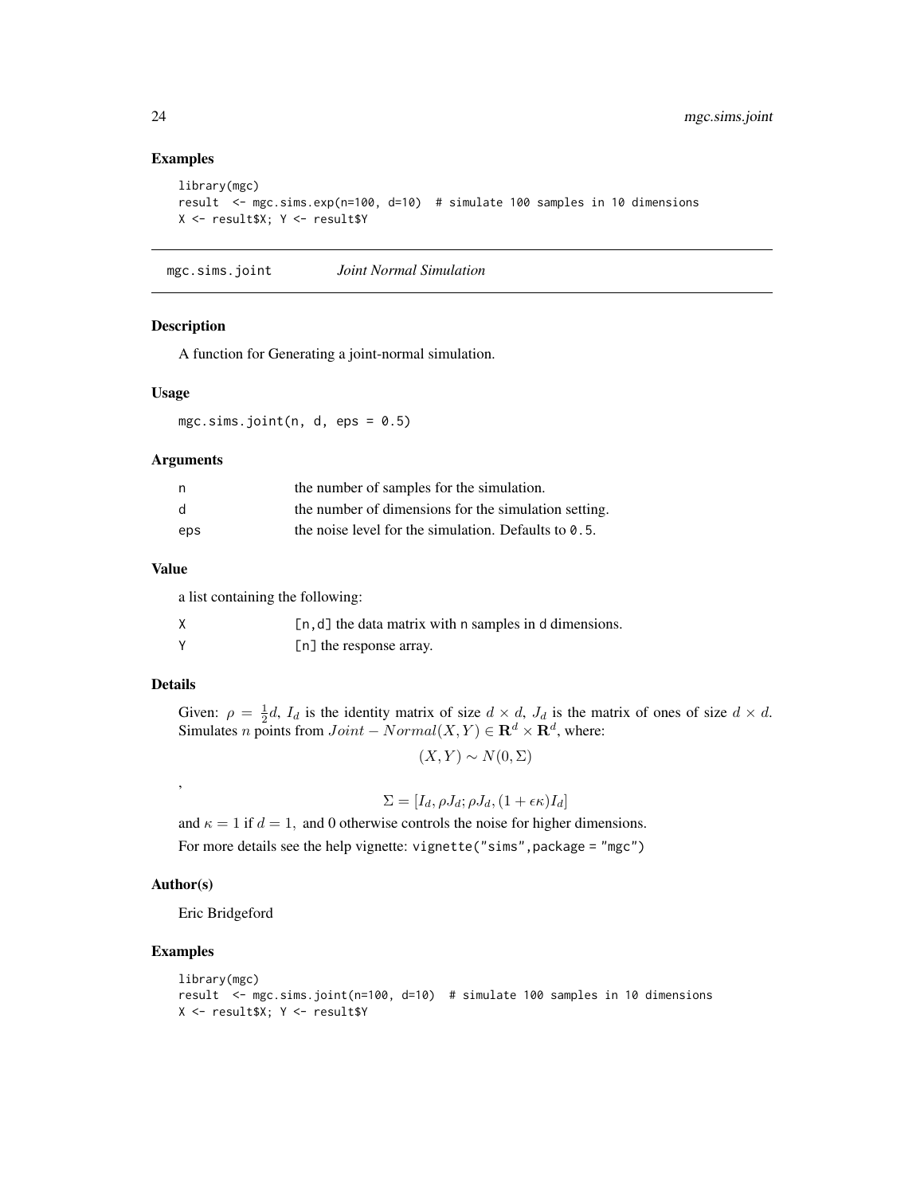## Examples

```
library(mgc)
result  <- mgc.sims.exp(n=100, d=10)  # simulate 100 samples in 10 dimensions
X <- result$X; Y <- result$Y
```

---

# mgc.sims.joint    *Joint Normal Simulation*

## Description

A function for Generating a joint-normal simulation.

## Usage

```
mgc.sims.joint(n, d, eps = 0.5)
```

## Arguments

| | |
|---|---|
| n | the number of samples for the simulation. |
| d | the number of dimensions for the simulation setting. |
| eps | the noise level for the simulation. Defaults to `0.5`. |

## Value

a list containing the following:

| | |
|---|---|
| X | `[n,d]` the data matrix with `n` samples in `d` dimensions. |
| Y | `[n]` the response array. |

## Details

Given: $\rho = \frac{1}{2}d$, $I_d$ is the identity matrix of size $d \times d$, $J_d$ is the matrix of ones of size $d \times d$. Simulates $n$ points from $Joint - Normal(X, Y) \in \mathbf{R}^d \times \mathbf{R}^d$, where:

$$(X, Y) \sim N(0, \Sigma)$$

,

$$\Sigma = [I_d, \rho J_d; \rho J_d, (1 + \epsilon\kappa)I_d]$$

and $\kappa = 1$ if $d = 1,$ and 0 otherwise controls the noise for higher dimensions.

For more details see the help vignette: `vignette("sims",package = "mgc")`

## Author(s)

Eric Bridgeford

## Examples

```
library(mgc)
result  <- mgc.sims.joint(n=100, d=10)  # simulate 100 samples in 10 dimensions
X <- result$X; Y <- result$Y
```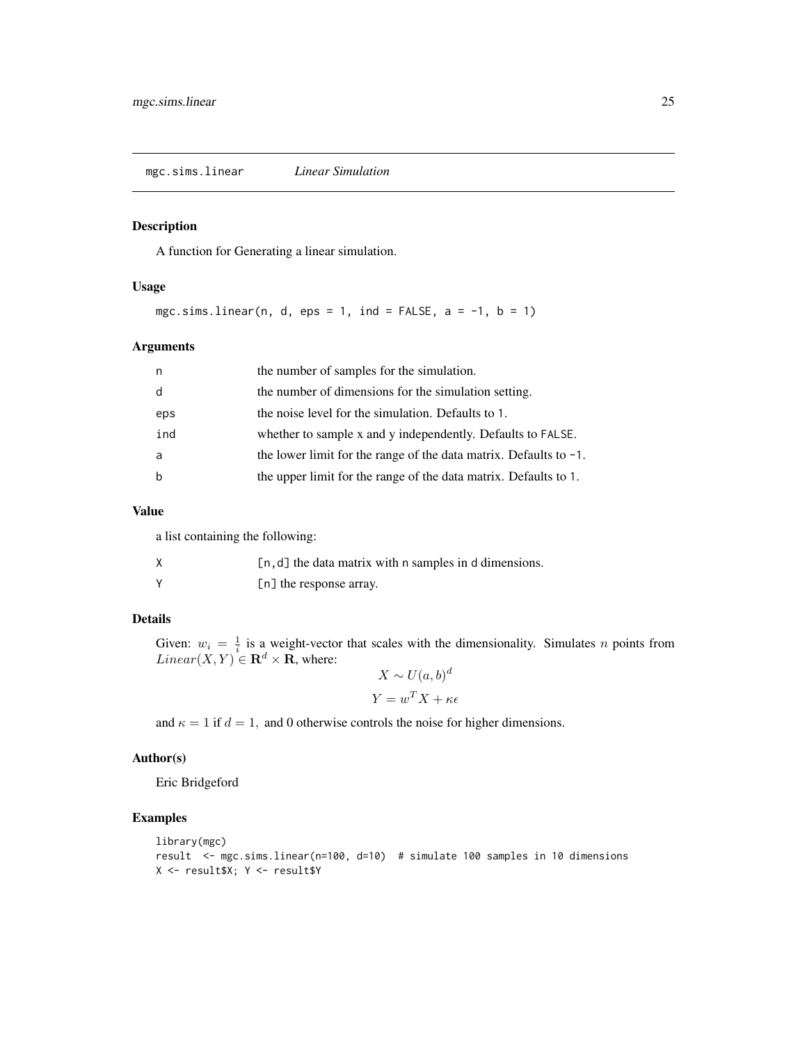## mgc.sims.linear *Linear Simulation*

### Description

A function for Generating a linear simulation.

### Usage

```
mgc.sims.linear(n, d, eps = 1, ind = FALSE, a = -1, b = 1)
```

### Arguments

| | |
|---|---|
| n | the number of samples for the simulation. |
| d | the number of dimensions for the simulation setting. |
| eps | the noise level for the simulation. Defaults to 1. |
| ind | whether to sample x and y independently. Defaults to FALSE. |
| a | the lower limit for the range of the data matrix. Defaults to -1. |
| b | the upper limit for the range of the data matrix. Defaults to 1. |

### Value

a list containing the following:

| | |
|---|---|
| X | [n,d] the data matrix with n samples in d dimensions. |
| Y | [n] the response array. |

### Details

Given: $w_i = \frac{1}{i}$ is a weight-vector that scales with the dimensionality. Simulates $n$ points from $Linear(X, Y) \in \mathbf{R}^d \times \mathbf{R}$, where:

$$X \sim U(a, b)^d$$

$$Y = w^T X + \kappa\epsilon$$

and $\kappa = 1$ if $d = 1$, and 0 otherwise controls the noise for higher dimensions.

### Author(s)

Eric Bridgeford

### Examples

```
library(mgc)
result  <- mgc.sims.linear(n=100, d=10)  # simulate 100 samples in 10 dimensions
X <- result$X; Y <- result$Y
```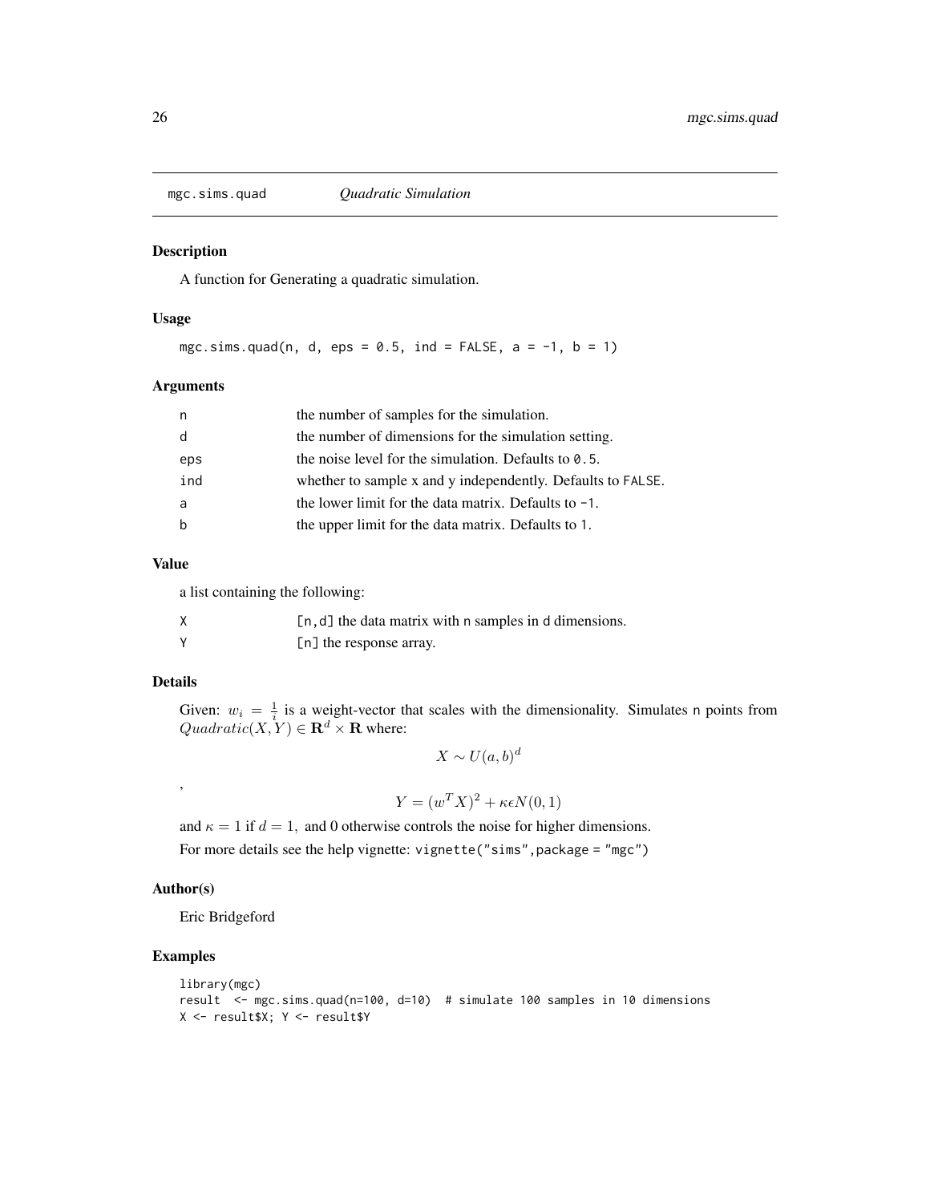# mgc.sims.quad *Quadratic Simulation*

## Description

A function for Generating a quadratic simulation.

## Usage

```
mgc.sims.quad(n, d, eps = 0.5, ind = FALSE, a = -1, b = 1)
```

## Arguments

| | |
|---|---|
| n | the number of samples for the simulation. |
| d | the number of dimensions for the simulation setting. |
| eps | the noise level for the simulation. Defaults to 0.5. |
| ind | whether to sample x and y independently. Defaults to FALSE. |
| a | the lower limit for the data matrix. Defaults to -1. |
| b | the upper limit for the data matrix. Defaults to 1. |

## Value

a list containing the following:

| | |
|---|---|
| X | [n,d] the data matrix with n samples in d dimensions. |
| Y | [n] the response array. |

## Details

Given: $w_i = \frac{1}{i}$ is a weight-vector that scales with the dimensionality. Simulates n points from $Quadratic(X, Y) \in \mathbf{R}^d \times \mathbf{R}$ where:

$$X \sim U(a, b)^d$$

,

$$Y = (w^T X)^2 + \kappa \epsilon N(0, 1)$$

and $\kappa = 1$ if $d = 1$, and 0 otherwise controls the noise for higher dimensions.

For more details see the help vignette: `vignette("sims",package = "mgc")`

## Author(s)

Eric Bridgeford

## Examples

```
library(mgc)
result  <- mgc.sims.quad(n=100, d=10)  # simulate 100 samples in 10 dimensions
X <- result$X; Y <- result$Y
```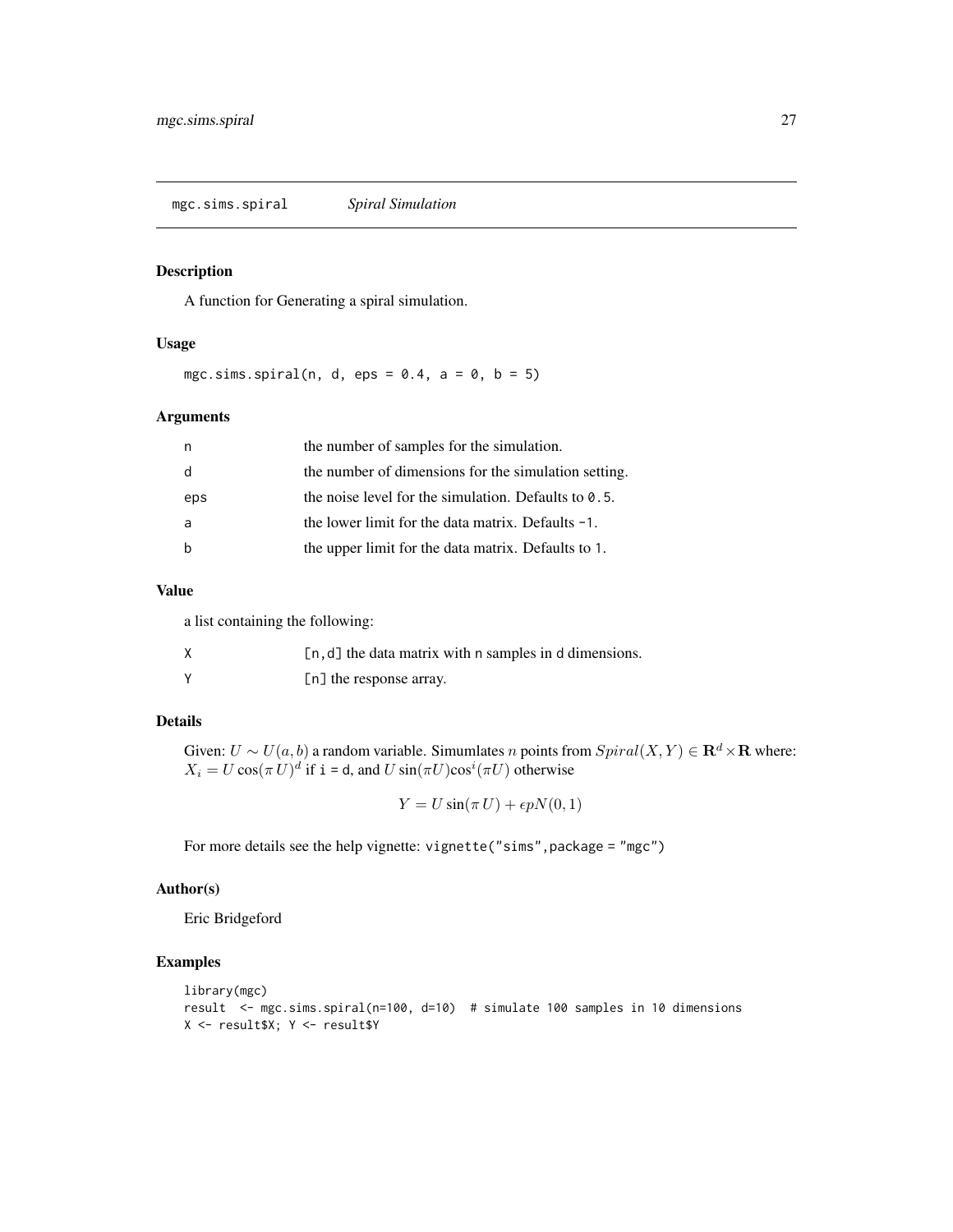## mgc.sims.spiral *Spiral Simulation*

### Description

A function for Generating a spiral simulation.

### Usage

```
mgc.sims.spiral(n, d, eps = 0.4, a = 0, b = 5)
```

### Arguments

| | |
|---|---|
| n | the number of samples for the simulation. |
| d | the number of dimensions for the simulation setting. |
| eps | the noise level for the simulation. Defaults to `0.5`. |
| a | the lower limit for the data matrix. Defaults `-1`. |
| b | the upper limit for the data matrix. Defaults to `1`. |

### Value

a list containing the following:

| | |
|---|---|
| X | `[n,d]` the data matrix with `n` samples in `d` dimensions. |
| Y | `[n]` the response array. |

### Details

Given: $U \sim U(a, b)$ a random variable. Simumlates $n$ points from $Spiral(X, Y) \in \mathbf{R}^d \times \mathbf{R}$ where: $X_i = U \cos(\pi U)^d$ if `i = d`, and $U \sin(\pi U) \cos^i(\pi U)$ otherwise

$$Y = U \sin(\pi U) + \epsilon p N(0, 1)$$

For more details see the help vignette: `vignette("sims",package = "mgc")`

### Author(s)

Eric Bridgeford

### Examples

```
library(mgc)
result  <- mgc.sims.spiral(n=100, d=10)  # simulate 100 samples in 10 dimensions
X <- result$X; Y <- result$Y
```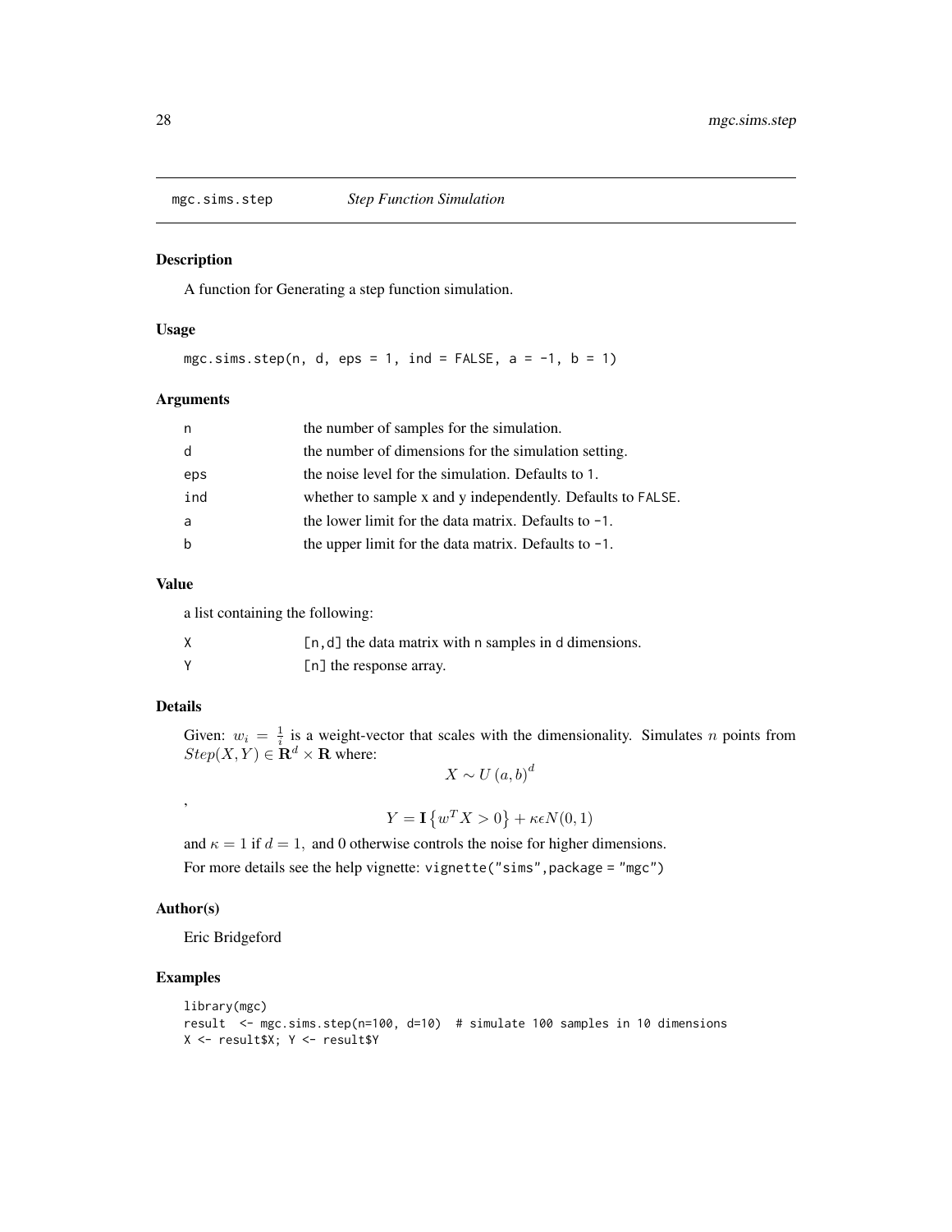## mgc.sims.step *Step Function Simulation*

### Description

A function for Generating a step function simulation.

### Usage

```
mgc.sims.step(n, d, eps = 1, ind = FALSE, a = -1, b = 1)
```

### Arguments

| | |
|---|---|
| n | the number of samples for the simulation. |
| d | the number of dimensions for the simulation setting. |
| eps | the noise level for the simulation. Defaults to 1. |
| ind | whether to sample x and y independently. Defaults to FALSE. |
| a | the lower limit for the data matrix. Defaults to -1. |
| b | the upper limit for the data matrix. Defaults to -1. |

### Value

a list containing the following:

| | |
|---|---|
| X | [n,d] the data matrix with n samples in d dimensions. |
| Y | [n] the response array. |

### Details

Given: $w_i = \frac{1}{i}$ is a weight-vector that scales with the dimensionality. Simulates $n$ points from $Step(X, Y) \in \mathbf{R}^d \times \mathbf{R}$ where:

$$X \sim U\left(a, b\right)^d$$

,

$$Y = \mathbf{I}\left\{w^T X > 0\right\} + \kappa\epsilon N(0, 1)$$

and $\kappa = 1$ if $d = 1,$ and 0 otherwise controls the noise for higher dimensions.

For more details see the help vignette: `vignette("sims",package = "mgc")`

### Author(s)

Eric Bridgeford

### Examples

```
library(mgc)
result  <- mgc.sims.step(n=100, d=10)  # simulate 100 samples in 10 dimensions
X <- result$X; Y <- result$Y
```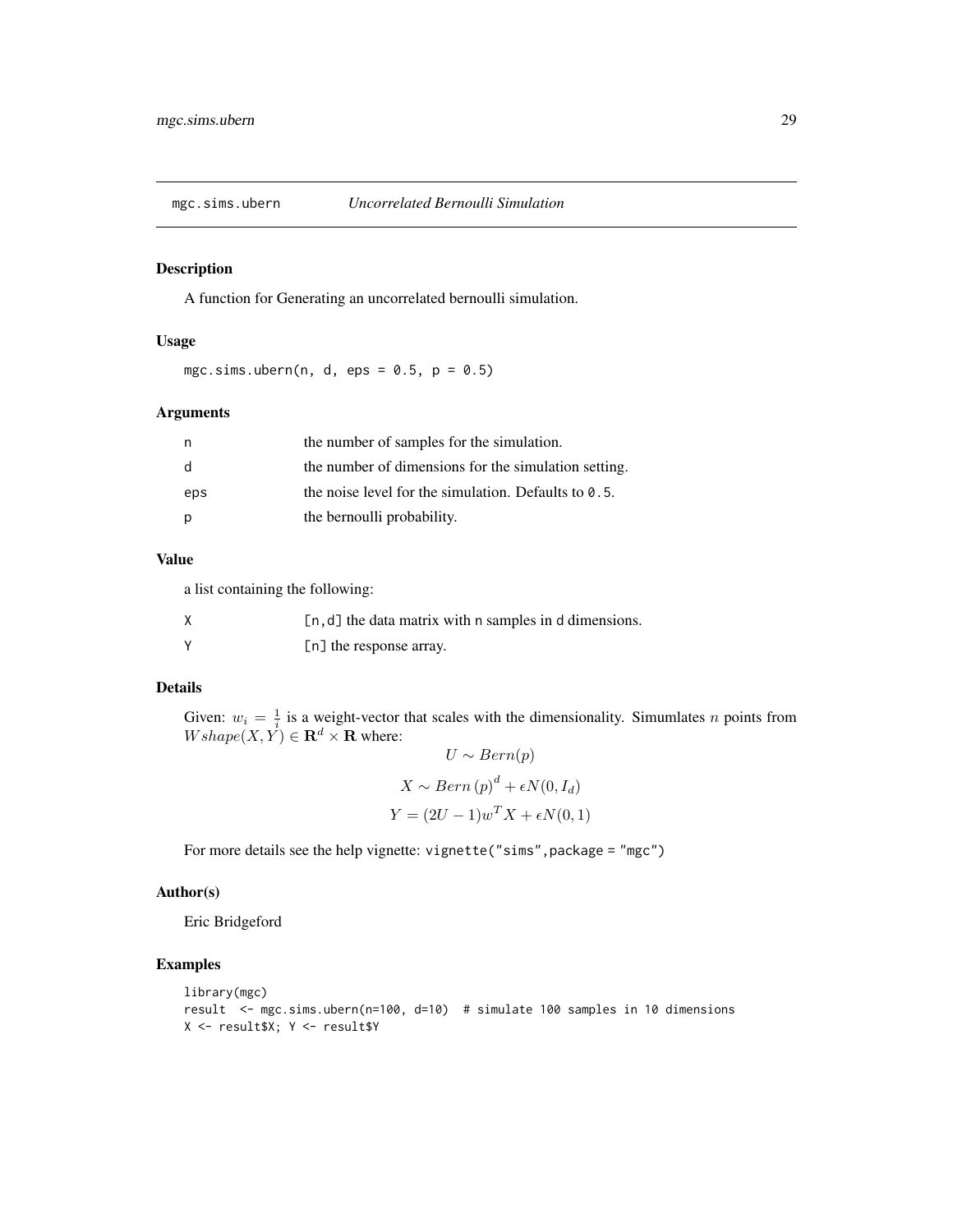## mgc.sims.ubern — *Uncorrelated Bernoulli Simulation*

### Description

A function for Generating an uncorrelated bernoulli simulation.

### Usage

```
mgc.sims.ubern(n, d, eps = 0.5, p = 0.5)
```

### Arguments

| | |
|---|---|
| n | the number of samples for the simulation. |
| d | the number of dimensions for the simulation setting. |
| eps | the noise level for the simulation. Defaults to 0.5. |
| p | the bernoulli probability. |

### Value

a list containing the following:

| | |
|---|---|
| X | [n,d] the data matrix with n samples in d dimensions. |
| Y | [n] the response array. |

### Details

Given: $w_i = \frac{1}{i}$ is a weight-vector that scales with the dimensionality. Simumlates $n$ points from $Wshape(X, Y) \in \mathbf{R}^d \times \mathbf{R}$ where:

$$U \sim Bern(p)$$

$$X \sim Bern\left(p\right)^d + \epsilon N(0, I_d)$$

$$Y = (2U - 1)w^T X + \epsilon N(0, 1)$$

For more details see the help vignette: `vignette("sims",package = "mgc")`

### Author(s)

Eric Bridgeford

### Examples

```
library(mgc)
result  <- mgc.sims.ubern(n=100, d=10)  # simulate 100 samples in 10 dimensions
X <- result$X; Y <- result$Y
```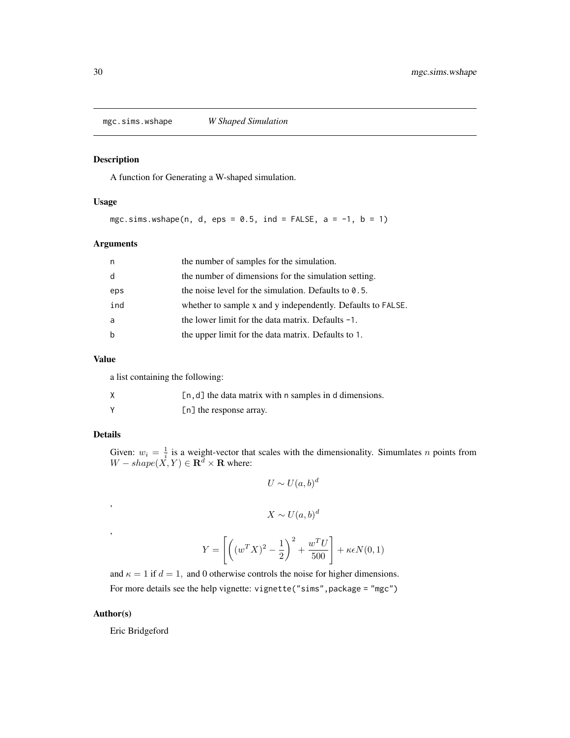mgc.sims.wshape — *W Shaped Simulation*

## Description

A function for Generating a W-shaped simulation.

## Usage

```
mgc.sims.wshape(n, d, eps = 0.5, ind = FALSE, a = -1, b = 1)
```

## Arguments

| | |
|---|---|
| n | the number of samples for the simulation. |
| d | the number of dimensions for the simulation setting. |
| eps | the noise level for the simulation. Defaults to 0.5. |
| ind | whether to sample x and y independently. Defaults to FALSE. |
| a | the lower limit for the data matrix. Defaults -1. |
| b | the upper limit for the data matrix. Defaults to 1. |

## Value

a list containing the following:

| | |
|---|---|
| X | [n,d] the data matrix with n samples in d dimensions. |
| Y | [n] the response array. |

## Details

Given: $w_i = \frac{1}{i}$ is a weight-vector that scales with the dimensionality. Simumlates $n$ points from $W - shape(X, Y) \in \mathbf{R}^d \times \mathbf{R}$ where:

$$U \sim U(a, b)^d$$

,

$$X \sim U(a, b)^d$$

,

$$Y = \left[ \left( (w^T X)^2 - \frac{1}{2} \right)^2 + \frac{w^T U}{500} \right] + \kappa \epsilon N(0, 1)$$

and $\kappa = 1$ if $d = 1$, and 0 otherwise controls the noise for higher dimensions.

For more details see the help vignette: `vignette("sims",package = "mgc")`

## Author(s)

Eric Bridgeford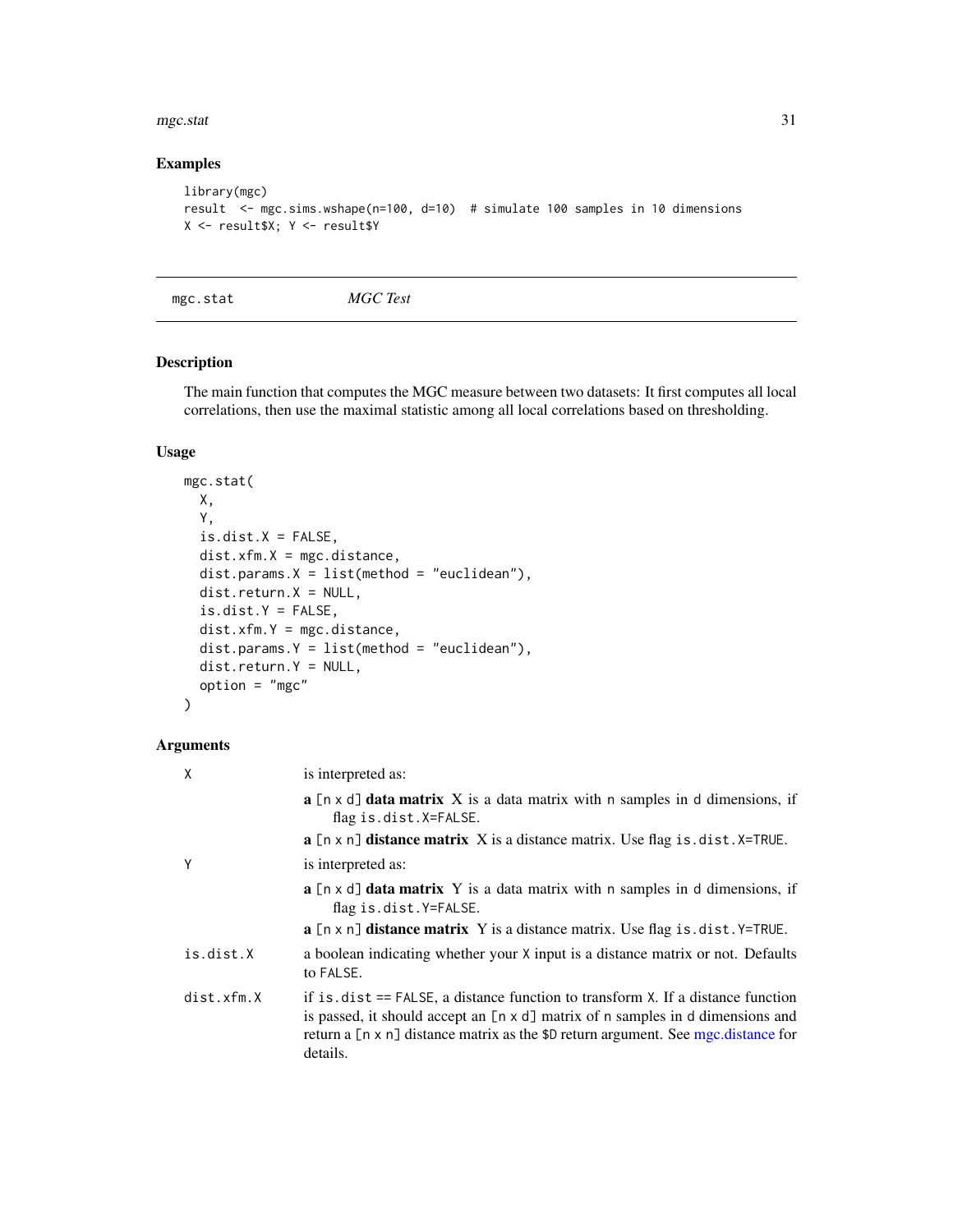## Examples

```
library(mgc)
result  <- mgc.sims.wshape(n=100, d=10)  # simulate 100 samples in 10 dimensions
X <- result$X; Y <- result$Y
```

---

`mgc.stat` *MGC Test*

---

### Description

The main function that computes the MGC measure between two datasets: It first computes all local correlations, then use the maximal statistic among all local correlations based on thresholding.

### Usage

```
mgc.stat(
  X,
  Y,
  is.dist.X = FALSE,
  dist.xfm.X = mgc.distance,
  dist.params.X = list(method = "euclidean"),
  dist.return.X = NULL,
  is.dist.Y = FALSE,
  dist.xfm.Y = mgc.distance,
  dist.params.Y = list(method = "euclidean"),
  dist.return.Y = NULL,
  option = "mgc"
)
```

### Arguments

`X` is interpreted as:

- **a** `[n x d]` **data matrix** X is a data matrix with `n` samples in `d` dimensions, if flag `is.dist.X=FALSE`.
- **a** `[n x n]` **distance matrix** X is a distance matrix. Use flag `is.dist.X=TRUE`.

`Y` is interpreted as:

- **a** `[n x d]` **data matrix** Y is a data matrix with `n` samples in `d` dimensions, if flag `is.dist.Y=FALSE`.
- **a** `[n x n]` **distance matrix** Y is a distance matrix. Use flag `is.dist.Y=TRUE`.

`is.dist.X` a boolean indicating whether your `X` input is a distance matrix or not. Defaults to `FALSE`.

`dist.xfm.X` if `is.dist == FALSE`, a distance function to transform `X`. If a distance function is passed, it should accept an `[n x d]` matrix of `n` samples in `d` dimensions and return a `[n x n]` distance matrix as the `$D` return argument. See mgc.distance for details.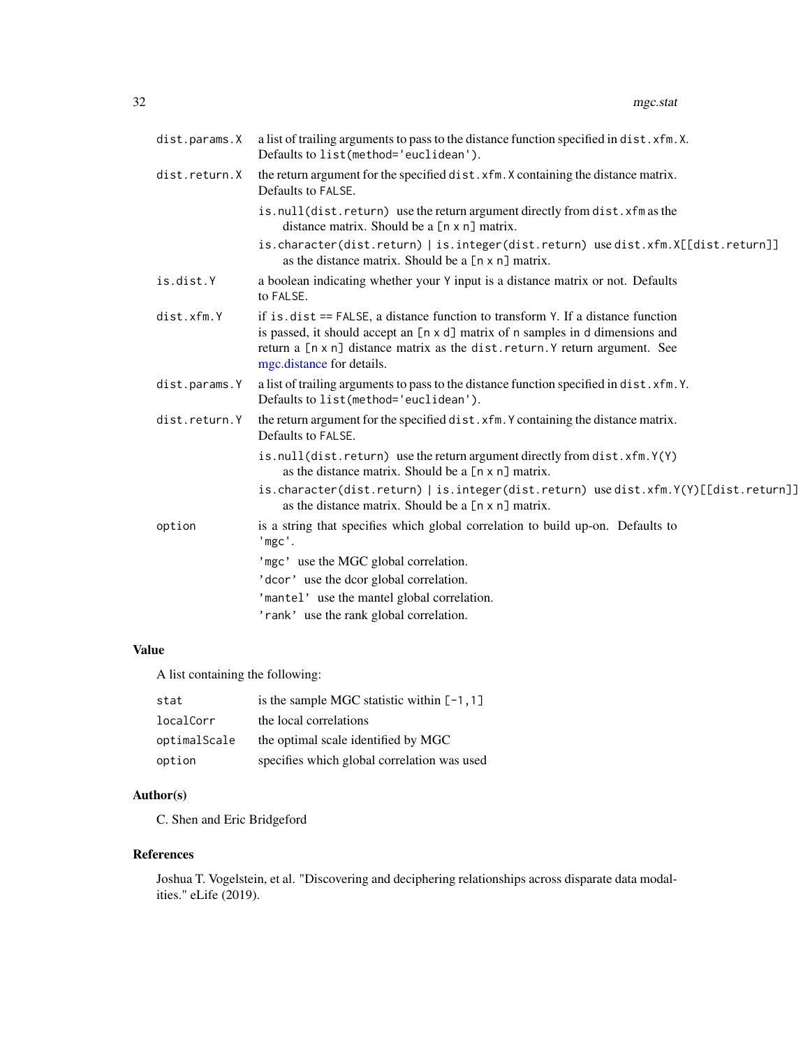| | |
|---|---|
| dist.params.X | a list of trailing arguments to pass to the distance function specified in dist.xfm.X. Defaults to list(method='euclidean'). |
| dist.return.X | the return argument for the specified dist.xfm.X containing the distance matrix. Defaults to FALSE.<br>is.null(dist.return) use the return argument directly from dist.xfm as the distance matrix. Should be a [n x n] matrix.<br>is.character(dist.return) \| is.integer(dist.return) use dist.xfm.X[[dist.return]] as the distance matrix. Should be a [n x n] matrix. |
| is.dist.Y | a boolean indicating whether your Y input is a distance matrix or not. Defaults to FALSE. |
| dist.xfm.Y | if is.dist == FALSE, a distance function to transform Y. If a distance function is passed, it should accept an [n x d] matrix of n samples in d dimensions and return a [n x n] distance matrix as the dist.return.Y return argument. See mgc.distance for details. |
| dist.params.Y | a list of trailing arguments to pass to the distance function specified in dist.xfm.Y. Defaults to list(method='euclidean'). |
| dist.return.Y | the return argument for the specified dist.xfm.Y containing the distance matrix. Defaults to FALSE.<br>is.null(dist.return) use the return argument directly from dist.xfm.Y(Y) as the distance matrix. Should be a [n x n] matrix.<br>is.character(dist.return) \| is.integer(dist.return) use dist.xfm.Y(Y)[[dist.return]] as the distance matrix. Should be a [n x n] matrix. |
| option | is a string that specifies which global correlation to build up-on. Defaults to 'mgc'.<br>'mgc' use the MGC global correlation.<br>'dcor' use the dcor global correlation.<br>'mantel' use the mantel global correlation.<br>'rank' use the rank global correlation. |

## Value

A list containing the following:

| | |
|---|---|
| stat | is the sample MGC statistic within [-1,1] |
| localCorr | the local correlations |
| optimalScale | the optimal scale identified by MGC |
| option | specifies which global correlation was used |

## Author(s)

C. Shen and Eric Bridgeford

## References

Joshua T. Vogelstein, et al. "Discovering and deciphering relationships across disparate data modalities." eLife (2019).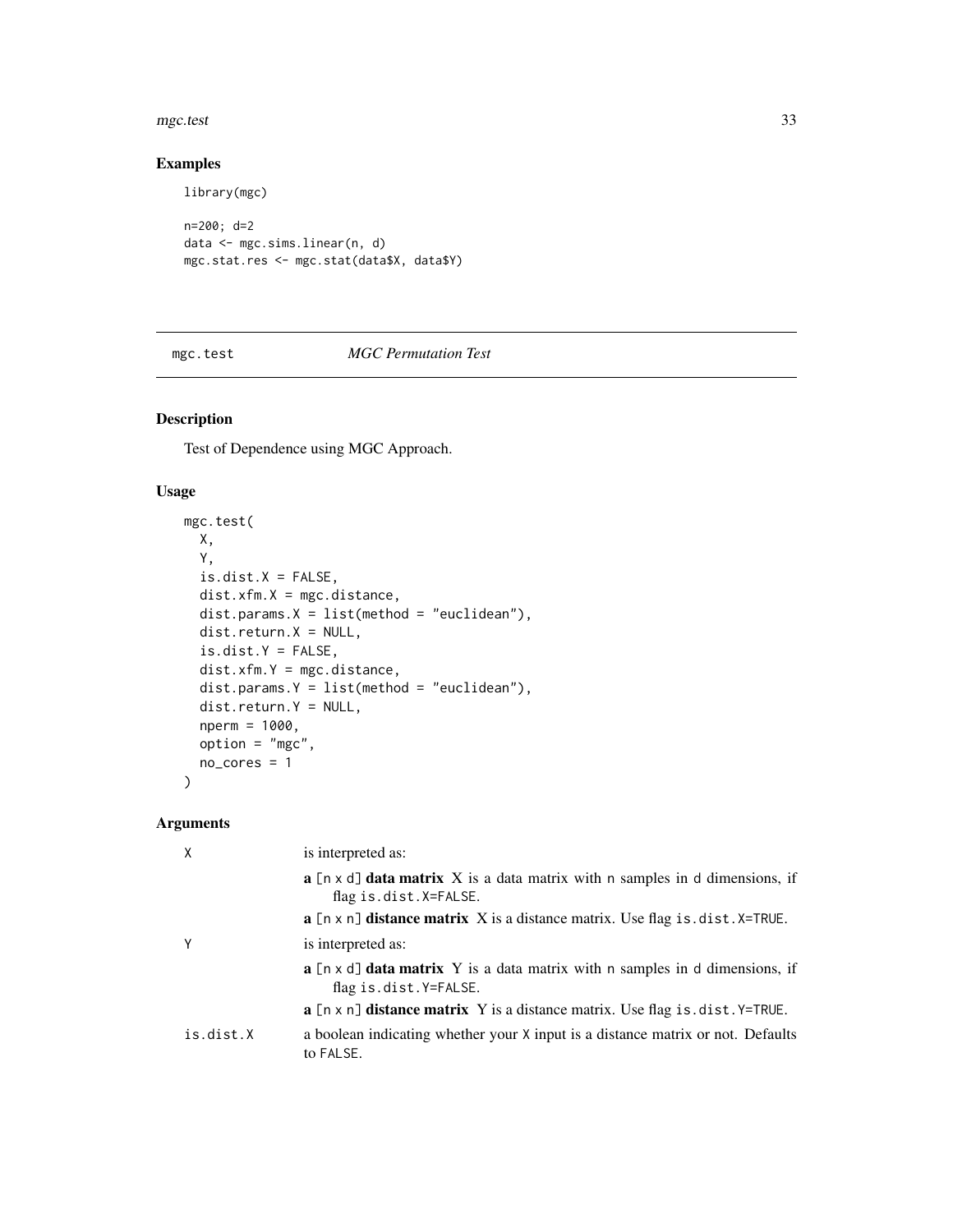## Examples

```
library(mgc)

n=200; d=2
data <- mgc.sims.linear(n, d)
mgc.stat.res <- mgc.stat(data$X, data$Y)
```

---

mgc.test *MGC Permutation Test*

---

## Description

Test of Dependence using MGC Approach.

## Usage

```
mgc.test(
  X,
  Y,
  is.dist.X = FALSE,
  dist.xfm.X = mgc.distance,
  dist.params.X = list(method = "euclidean"),
  dist.return.X = NULL,
  is.dist.Y = FALSE,
  dist.xfm.Y = mgc.distance,
  dist.params.Y = list(method = "euclidean"),
  dist.return.Y = NULL,
  nperm = 1000,
  option = "mgc",
  no_cores = 1
)
```

## Arguments

| | |
|---|---|
| X | is interpreted as:<br>**a** [n x d] **data matrix** X is a data matrix with n samples in d dimensions, if flag is.dist.X=FALSE.<br>**a** [n x n] **distance matrix** X is a distance matrix. Use flag is.dist.X=TRUE. |
| Y | is interpreted as:<br>**a** [n x d] **data matrix** Y is a data matrix with n samples in d dimensions, if flag is.dist.Y=FALSE.<br>**a** [n x n] **distance matrix** Y is a distance matrix. Use flag is.dist.Y=TRUE. |
| is.dist.X | a boolean indicating whether your X input is a distance matrix or not. Defaults to FALSE. |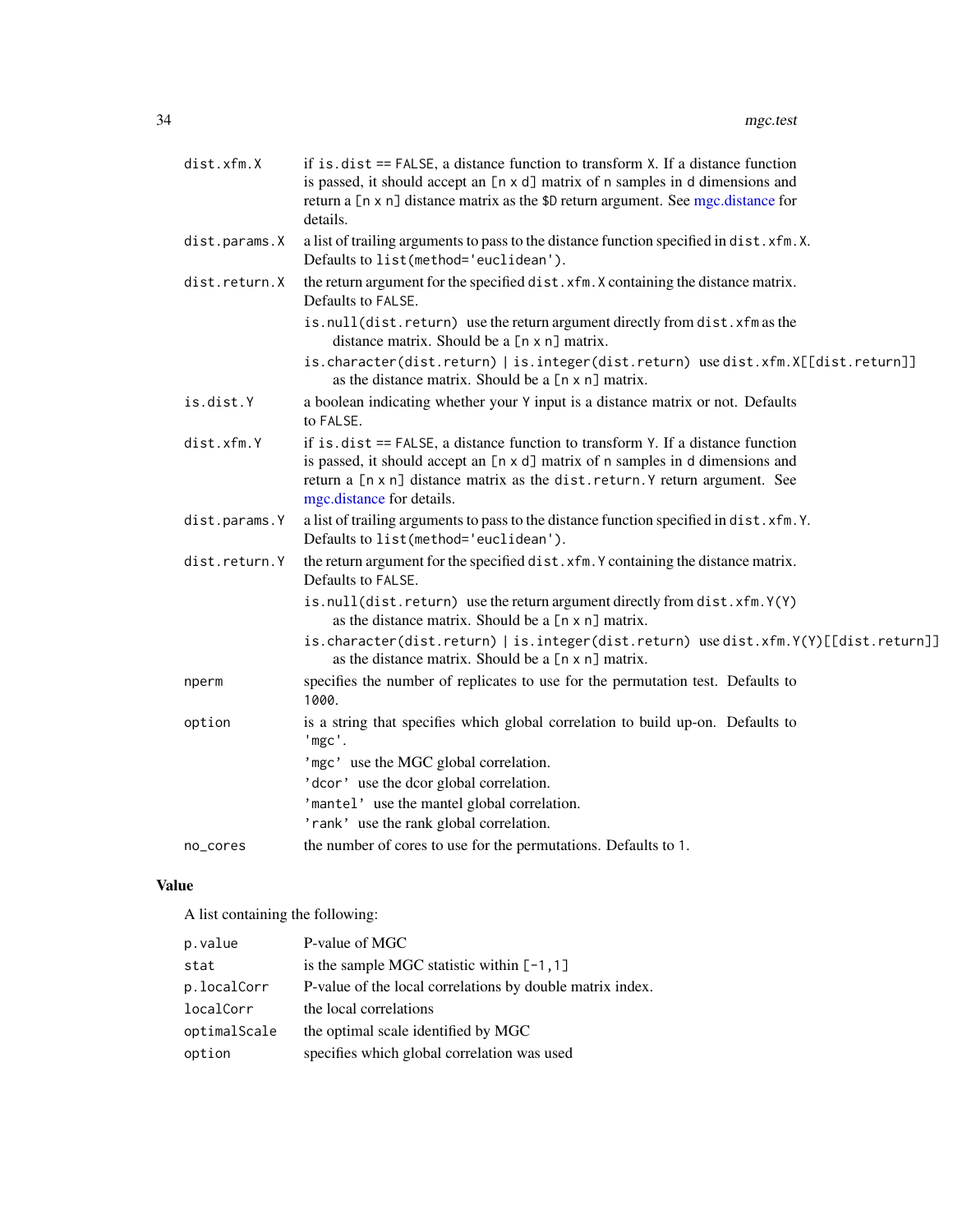| | |
|---|---|
| dist.xfm.X | if is.dist == FALSE, a distance function to transform X. If a distance function is passed, it should accept an [n x d] matrix of n samples in d dimensions and return a [n x n] distance matrix as the $D return argument. See mgc.distance for details. |
| dist.params.X | a list of trailing arguments to pass to the distance function specified in dist.xfm.X. Defaults to list(method='euclidean'). |
| dist.return.X | the return argument for the specified dist.xfm.X containing the distance matrix. Defaults to FALSE.<br>is.null(dist.return) use the return argument directly from dist.xfm as the distance matrix. Should be a [n x n] matrix.<br>is.character(dist.return) \| is.integer(dist.return) use dist.xfm.X[[dist.return]] as the distance matrix. Should be a [n x n] matrix. |
| is.dist.Y | a boolean indicating whether your Y input is a distance matrix or not. Defaults to FALSE. |
| dist.xfm.Y | if is.dist == FALSE, a distance function to transform Y. If a distance function is passed, it should accept an [n x d] matrix of n samples in d dimensions and return a [n x n] distance matrix as the dist.return.Y return argument. See mgc.distance for details. |
| dist.params.Y | a list of trailing arguments to pass to the distance function specified in dist.xfm.Y. Defaults to list(method='euclidean'). |
| dist.return.Y | the return argument for the specified dist.xfm.Y containing the distance matrix. Defaults to FALSE.<br>is.null(dist.return) use the return argument directly from dist.xfm.Y(Y) as the distance matrix. Should be a [n x n] matrix.<br>is.character(dist.return) \| is.integer(dist.return) use dist.xfm.Y(Y)[[dist.return]] as the distance matrix. Should be a [n x n] matrix. |
| nperm | specifies the number of replicates to use for the permutation test. Defaults to 1000. |
| option | is a string that specifies which global correlation to build up-on. Defaults to 'mgc'.<br>'mgc' use the MGC global correlation.<br>'dcor' use the dcor global correlation.<br>'mantel' use the mantel global correlation.<br>'rank' use the rank global correlation. |
| no_cores | the number of cores to use for the permutations. Defaults to 1. |

## Value

A list containing the following:

| | |
|---|---|
| p.value | P-value of MGC |
| stat | is the sample MGC statistic within [-1,1] |
| p.localCorr | P-value of the local correlations by double matrix index. |
| localCorr | the local correlations |
| optimalScale | the optimal scale identified by MGC |
| option | specifies which global correlation was used |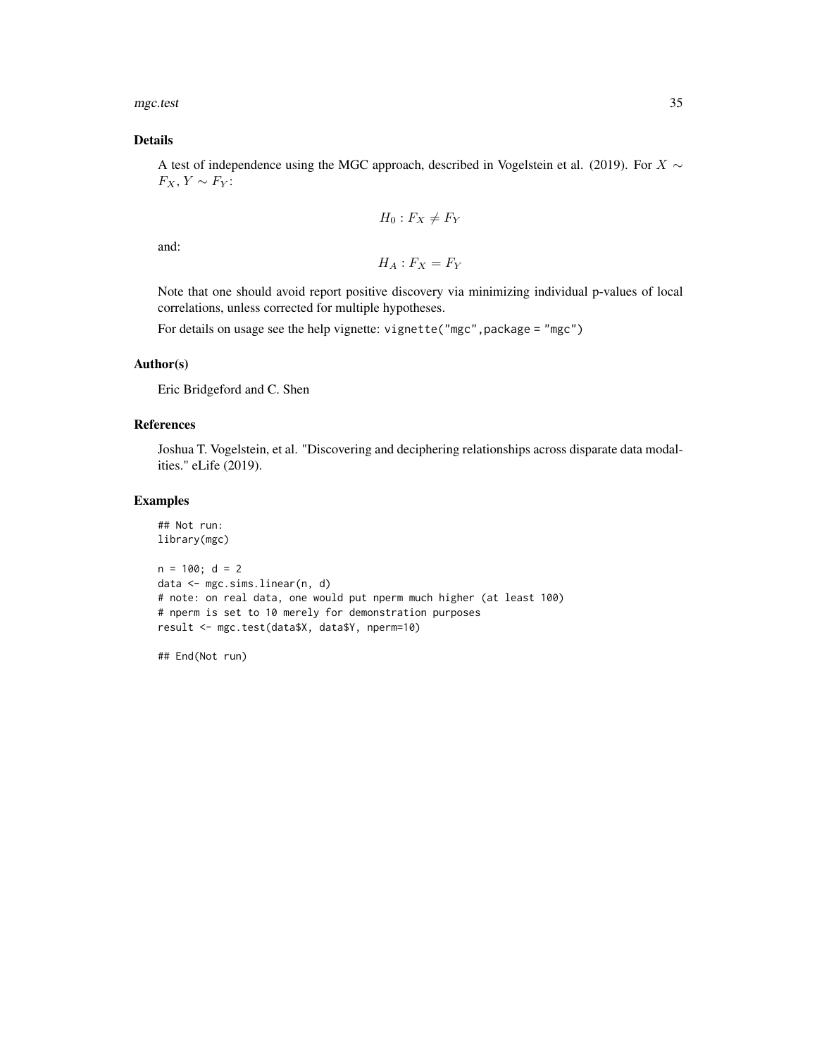### Details

A test of independence using the MGC approach, described in Vogelstein et al. (2019). For $X \sim F_X, Y \sim F_Y$:

$$H_0 : F_X \neq F_Y$$

and:

$$H_A : F_X = F_Y$$

Note that one should avoid report positive discovery via minimizing individual p-values of local correlations, unless corrected for multiple hypotheses.

For details on usage see the help vignette: `vignette("mgc",package = "mgc")`

### Author(s)

Eric Bridgeford and C. Shen

### References

Joshua T. Vogelstein, et al. "Discovering and deciphering relationships across disparate data modalities." eLife (2019).

### Examples

```
## Not run:
library(mgc)

n = 100; d = 2
data <- mgc.sims.linear(n, d)
# note: on real data, one would put nperm much higher (at least 100)
# nperm is set to 10 merely for demonstration purposes
result <- mgc.test(data$X, data$Y, nperm=10)

## End(Not run)
```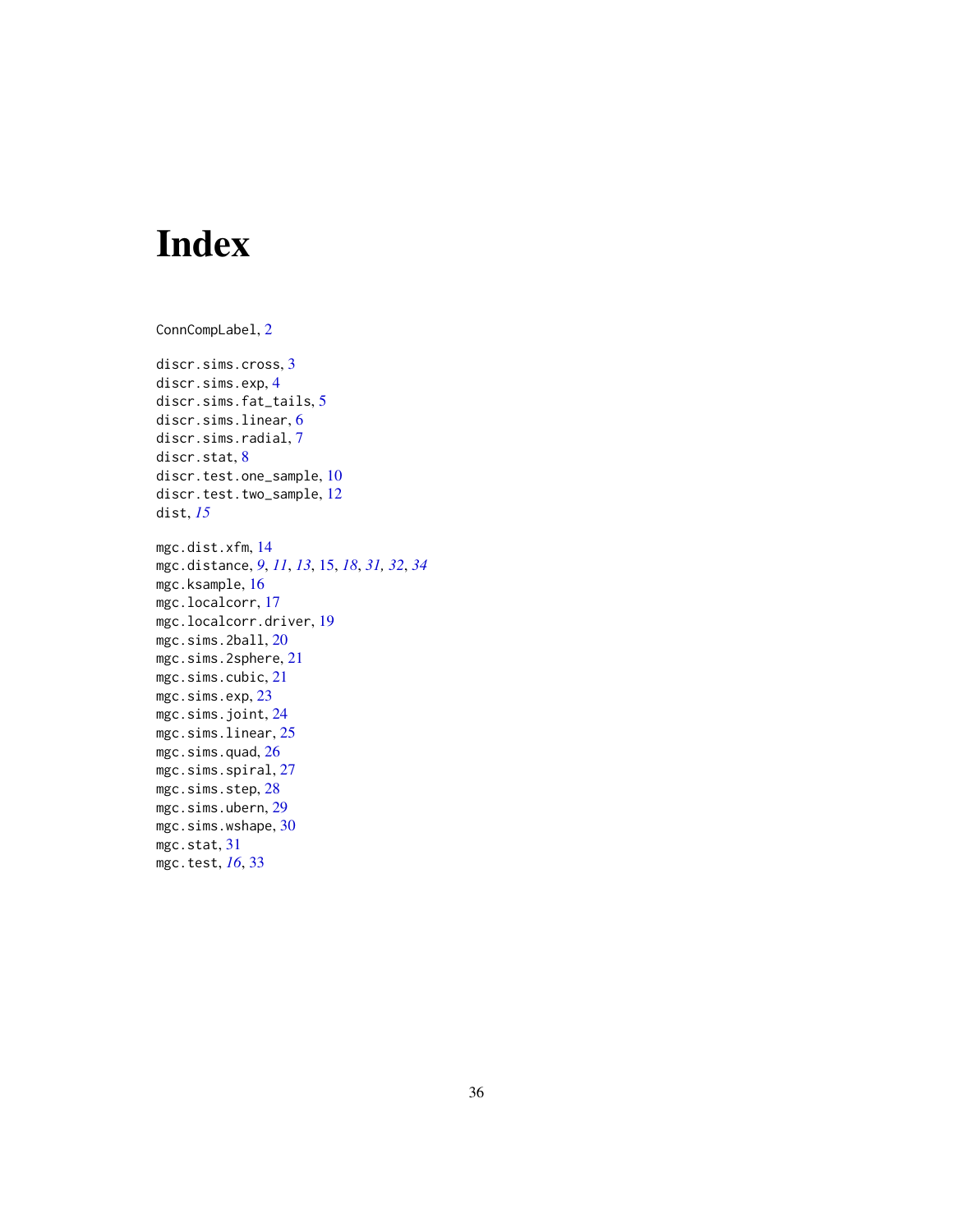# Index

ConnCompLabel, 2

discr.sims.cross, 3
discr.sims.exp, 4
discr.sims.fat_tails, 5
discr.sims.linear, 6
discr.sims.radial, 7
discr.stat, 8
discr.test.one_sample, 10
discr.test.two_sample, 12
dist, *15*

mgc.dist.xfm, 14
mgc.distance, *9*, *11*, *13*, 15, *18*, *31, 32*, *34*
mgc.ksample, 16
mgc.localcorr, 17
mgc.localcorr.driver, 19
mgc.sims.2ball, 20
mgc.sims.2sphere, 21
mgc.sims.cubic, 21
mgc.sims.exp, 23
mgc.sims.joint, 24
mgc.sims.linear, 25
mgc.sims.quad, 26
mgc.sims.spiral, 27
mgc.sims.step, 28
mgc.sims.ubern, 29
mgc.sims.wshape, 30
mgc.stat, 31
mgc.test, *16*, 33